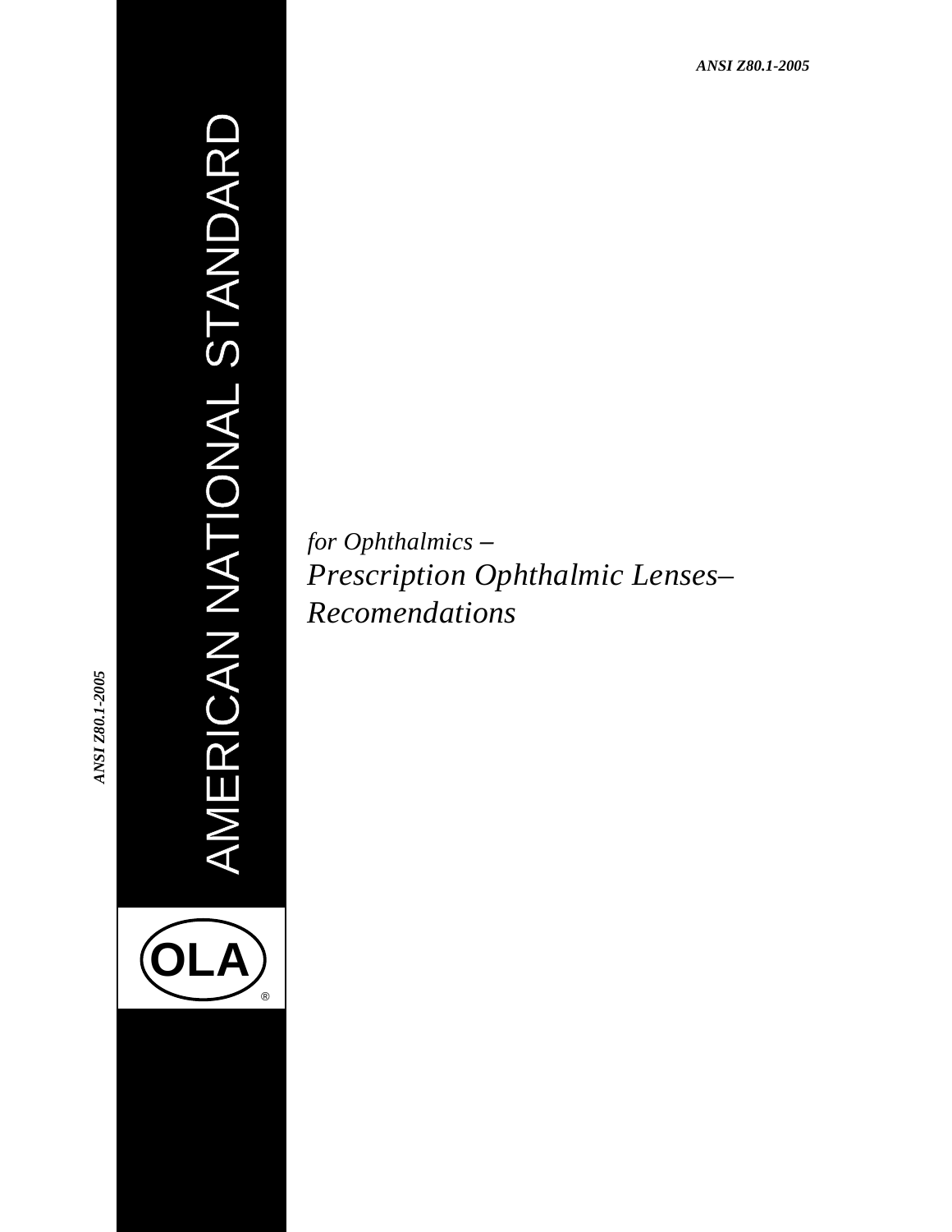ANSI Z80.1-2005

AMERICAN NATIONAL STANDARD

*for Ophthalmics –*

*Prescription Ophthalmic Lenses–*

*Recomendations*

OLA®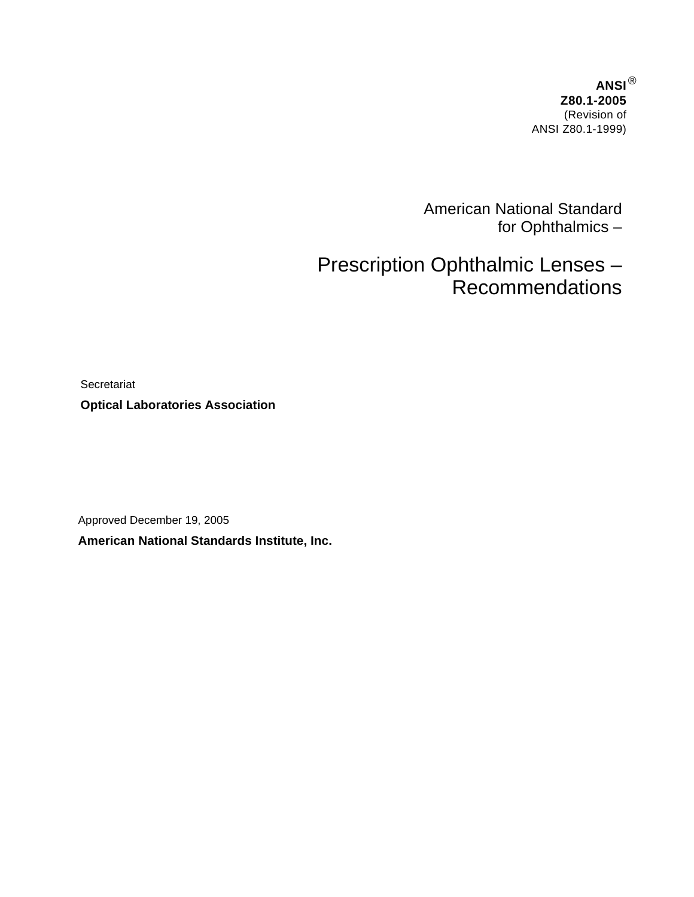**ANSI®**
**Z80.1-2005**
(Revision of
ANSI Z80.1-1999)

American National Standard
for Ophthalmics –

# Prescription Ophthalmic Lenses – Recommendations

Secretariat

**Optical Laboratories Association**

Approved December 19, 2005

**American National Standards Institute, Inc.**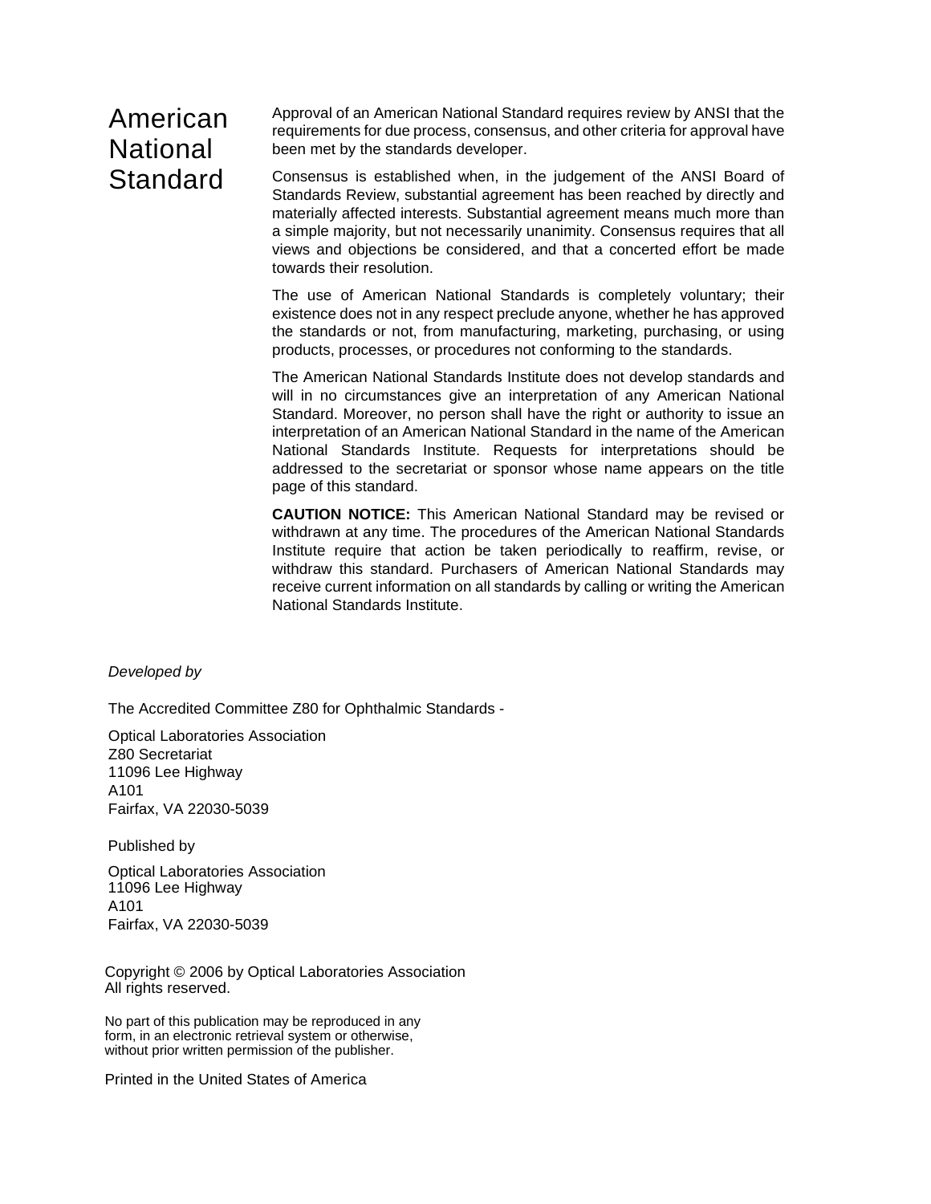# American National Standard

Approval of an American National Standard requires review by ANSI that the requirements for due process, consensus, and other criteria for approval have been met by the standards developer.

Consensus is established when, in the judgement of the ANSI Board of Standards Review, substantial agreement has been reached by directly and materially affected interests. Substantial agreement means much more than a simple majority, but not necessarily unanimity. Consensus requires that all views and objections be considered, and that a concerted effort be made towards their resolution.

The use of American National Standards is completely voluntary; their existence does not in any respect preclude anyone, whether he has approved the standards or not, from manufacturing, marketing, purchasing, or using products, processes, or procedures not conforming to the standards.

The American National Standards Institute does not develop standards and will in no circumstances give an interpretation of any American National Standard. Moreover, no person shall have the right or authority to issue an interpretation of an American National Standard in the name of the American National Standards Institute. Requests for interpretations should be addressed to the secretariat or sponsor whose name appears on the title page of this standard.

**CAUTION NOTICE:** This American National Standard may be revised or withdrawn at any time. The procedures of the American National Standards Institute require that action be taken periodically to reaffirm, revise, or withdraw this standard. Purchasers of American National Standards may receive current information on all standards by calling or writing the American National Standards Institute.

*Developed by*

The Accredited Committee Z80 for Ophthalmic Standards -

Optical Laboratories Association
Z80 Secretariat
11096 Lee Highway
A101
Fairfax, VA 22030-5039

Published by

Optical Laboratories Association
11096 Lee Highway
A101
Fairfax, VA 22030-5039

Copyright © 2006 by Optical Laboratories Association
All rights reserved.

No part of this publication may be reproduced in any form, in an electronic retrieval system or otherwise, without prior written permission of the publisher.

Printed in the United States of America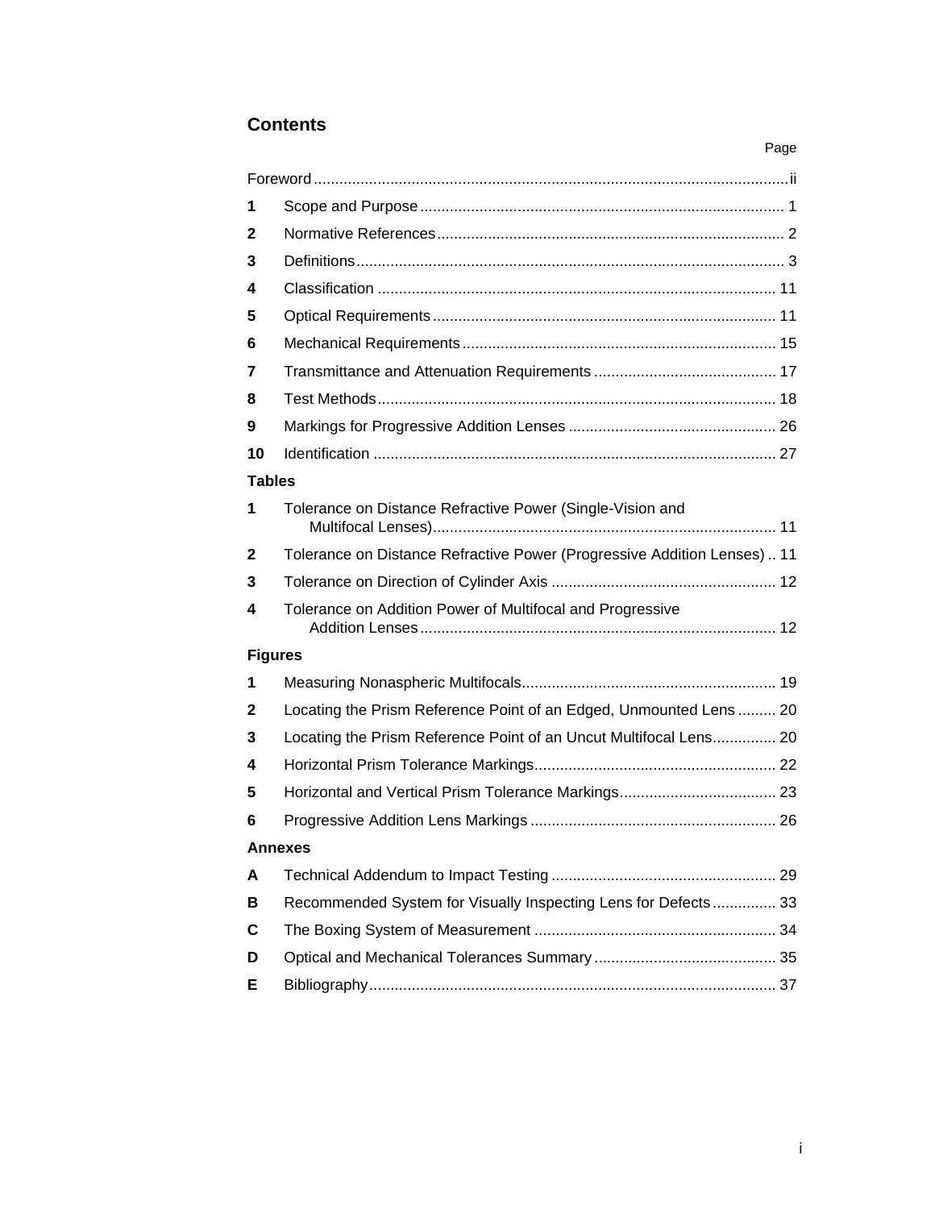## Contents

| | | Page |
|---|---|---|
| Foreword | | ii |
| 1 | Scope and Purpose | 1 |
| 2 | Normative References | 2 |
| 3 | Definitions | 3 |
| 4 | Classification | 11 |
| 5 | Optical Requirements | 11 |
| 6 | Mechanical Requirements | 15 |
| 7 | Transmittance and Attenuation Requirements | 17 |
| 8 | Test Methods | 18 |
| 9 | Markings for Progressive Addition Lenses | 26 |
| 10 | Identification | 27 |

**Tables**

| | | |
|---|---|---|
| 1 | Tolerance on Distance Refractive Power (Single-Vision and Multifocal Lenses) | 11 |
| 2 | Tolerance on Distance Refractive Power (Progressive Addition Lenses) | 11 |
| 3 | Tolerance on Direction of Cylinder Axis | 12 |
| 4 | Tolerance on Addition Power of Multifocal and Progressive Addition Lenses | 12 |

**Figures**

| | | |
|---|---|---|
| 1 | Measuring Nonaspheric Multifocals | 19 |
| 2 | Locating the Prism Reference Point of an Edged, Unmounted Lens | 20 |
| 3 | Locating the Prism Reference Point of an Uncut Multifocal Lens | 20 |
| 4 | Horizontal Prism Tolerance Markings | 22 |
| 5 | Horizontal and Vertical Prism Tolerance Markings | 23 |
| 6 | Progressive Addition Lens Markings | 26 |

**Annexes**

| | | |
|---|---|---|
| A | Technical Addendum to Impact Testing | 29 |
| B | Recommended System for Visually Inspecting Lens for Defects | 33 |
| C | The Boxing System of Measurement | 34 |
| D | Optical and Mechanical Tolerances Summary | 35 |
| E | Bibliography | 37 |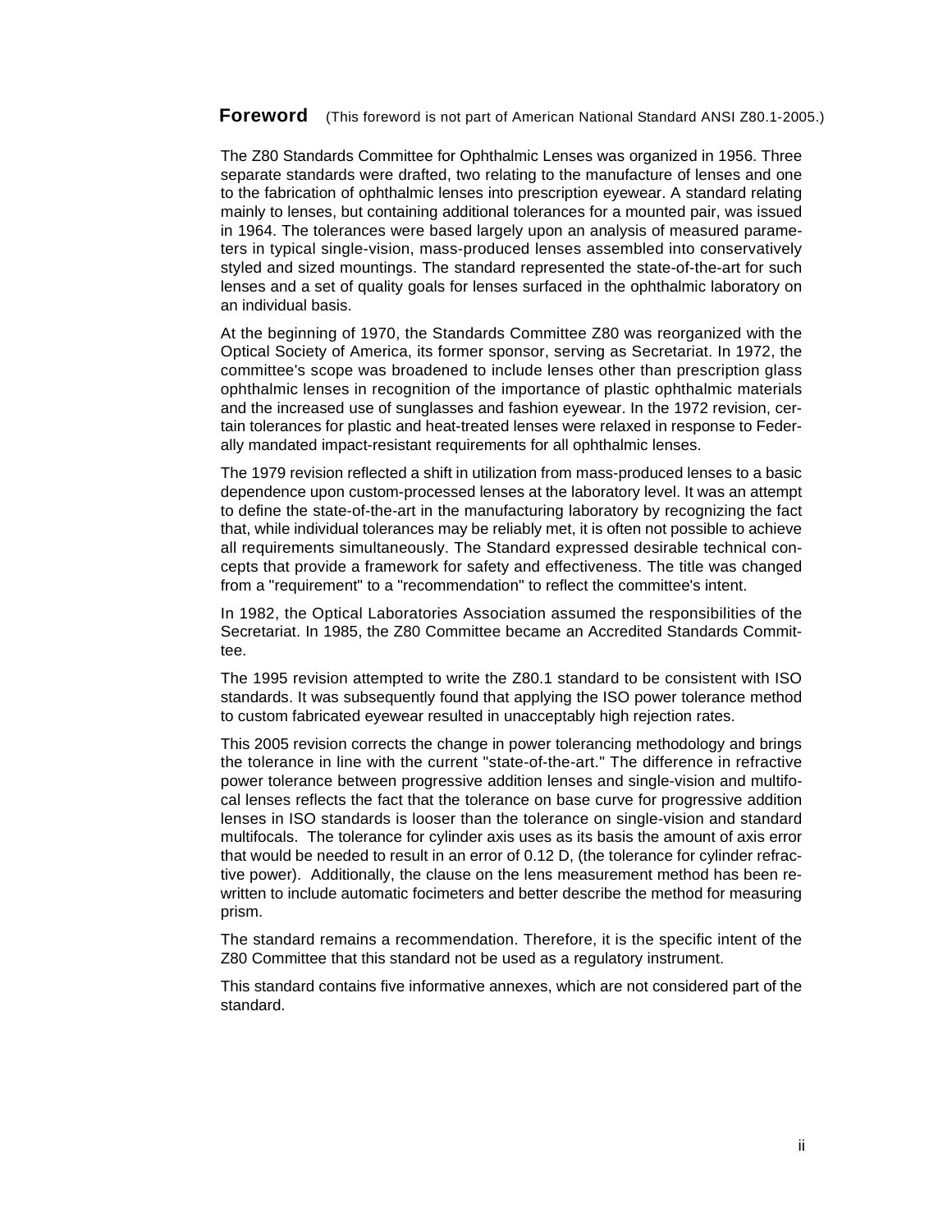## Foreword (This foreword is not part of American National Standard ANSI Z80.1-2005.)

The Z80 Standards Committee for Ophthalmic Lenses was organized in 1956. Three separate standards were drafted, two relating to the manufacture of lenses and one to the fabrication of ophthalmic lenses into prescription eyewear. A standard relating mainly to lenses, but containing additional tolerances for a mounted pair, was issued in 1964. The tolerances were based largely upon an analysis of measured parameters in typical single-vision, mass-produced lenses assembled into conservatively styled and sized mountings. The standard represented the state-of-the-art for such lenses and a set of quality goals for lenses surfaced in the ophthalmic laboratory on an individual basis.

At the beginning of 1970, the Standards Committee Z80 was reorganized with the Optical Society of America, its former sponsor, serving as Secretariat. In 1972, the committee's scope was broadened to include lenses other than prescription glass ophthalmic lenses in recognition of the importance of plastic ophthalmic materials and the increased use of sunglasses and fashion eyewear. In the 1972 revision, certain tolerances for plastic and heat-treated lenses were relaxed in response to Federally mandated impact-resistant requirements for all ophthalmic lenses.

The 1979 revision reflected a shift in utilization from mass-produced lenses to a basic dependence upon custom-processed lenses at the laboratory level. It was an attempt to define the state-of-the-art in the manufacturing laboratory by recognizing the fact that, while individual tolerances may be reliably met, it is often not possible to achieve all requirements simultaneously. The Standard expressed desirable technical concepts that provide a framework for safety and effectiveness. The title was changed from a "requirement" to a "recommendation" to reflect the committee's intent.

In 1982, the Optical Laboratories Association assumed the responsibilities of the Secretariat. In 1985, the Z80 Committee became an Accredited Standards Committee.

The 1995 revision attempted to write the Z80.1 standard to be consistent with ISO standards. It was subsequently found that applying the ISO power tolerance method to custom fabricated eyewear resulted in unacceptably high rejection rates.

This 2005 revision corrects the change in power tolerancing methodology and brings the tolerance in line with the current "state-of-the-art." The difference in refractive power tolerance between progressive addition lenses and single-vision and multifocal lenses reflects the fact that the tolerance on base curve for progressive addition lenses in ISO standards is looser than the tolerance on single-vision and standard multifocals. The tolerance for cylinder axis uses as its basis the amount of axis error that would be needed to result in an error of 0.12 D, (the tolerance for cylinder refractive power). Additionally, the clause on the lens measurement method has been rewritten to include automatic focimeters and better describe the method for measuring prism.

The standard remains a recommendation. Therefore, it is the specific intent of the Z80 Committee that this standard not be used as a regulatory instrument.

This standard contains five informative annexes, which are not considered part of the standard.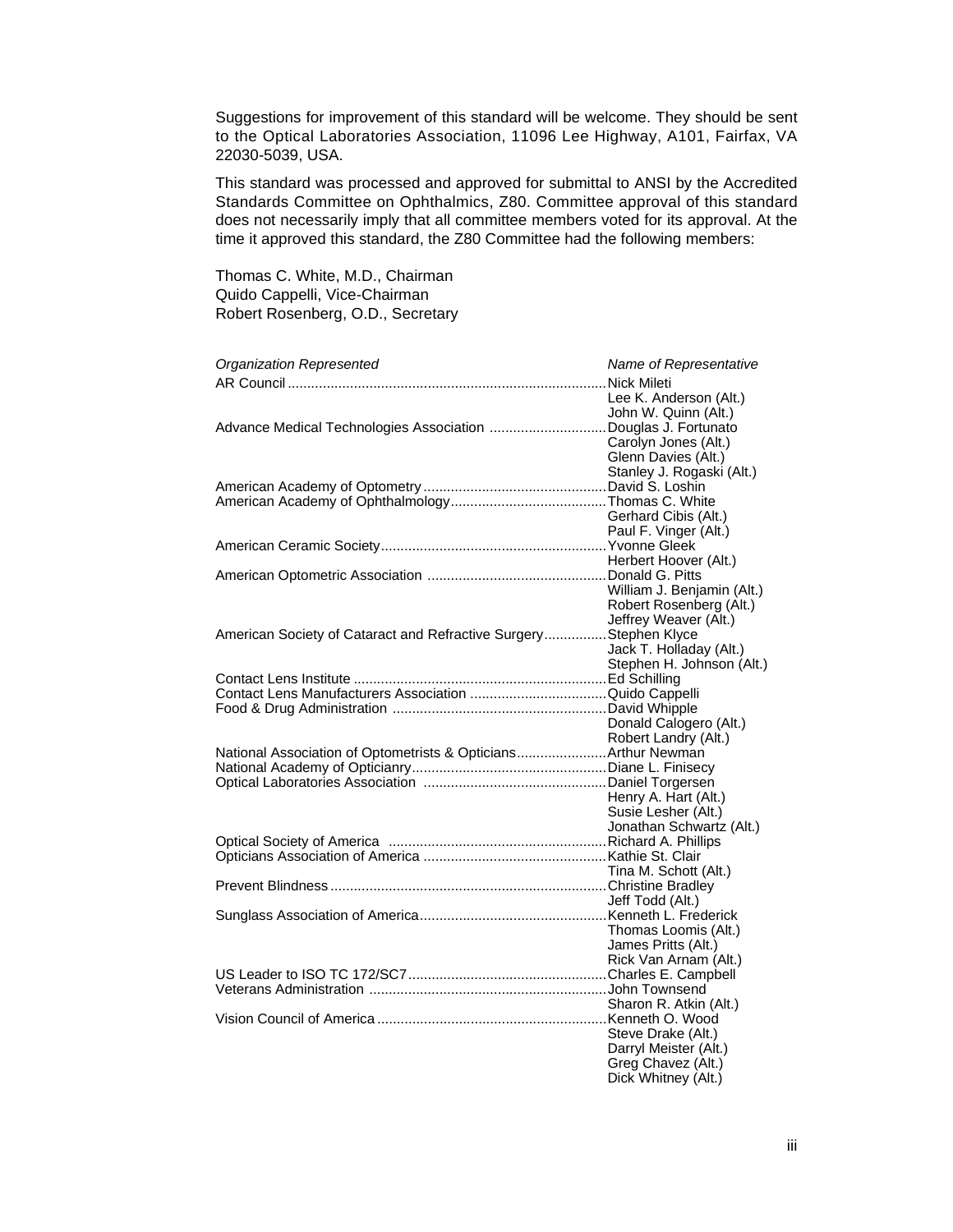Suggestions for improvement of this standard will be welcome. They should be sent to the Optical Laboratories Association, 11096 Lee Highway, A101, Fairfax, VA 22030-5039, USA.

This standard was processed and approved for submittal to ANSI by the Accredited Standards Committee on Ophthalmics, Z80. Committee approval of this standard does not necessarily imply that all committee members voted for its approval. At the time it approved this standard, the Z80 Committee had the following members:

Thomas C. White, M.D., Chairman
Quido Cappelli, Vice-Chairman
Robert Rosenberg, O.D., Secretary

| *Organization Represented* | *Name of Representative* |
|---|---|
| AR Council | Nick Mileti |
| | Lee K. Anderson (Alt.) |
| | John W. Quinn (Alt.) |
| Advance Medical Technologies Association | Douglas J. Fortunato |
| | Carolyn Jones (Alt.) |
| | Glenn Davies (Alt.) |
| | Stanley J. Rogaski (Alt.) |
| American Academy of Optometry | David S. Loshin |
| American Academy of Ophthalmology | Thomas C. White |
| | Gerhard Cibis (Alt.) |
| | Paul F. Vinger (Alt.) |
| American Ceramic Society | Yvonne Gleek |
| | Herbert Hoover (Alt.) |
| American Optometric Association | Donald G. Pitts |
| | William J. Benjamin (Alt.) |
| | Robert Rosenberg (Alt.) |
| | Jeffrey Weaver (Alt.) |
| American Society of Cataract and Refractive Surgery | Stephen Klyce |
| | Jack T. Holladay (Alt.) |
| | Stephen H. Johnson (Alt.) |
| Contact Lens Institute | Ed Schilling |
| Contact Lens Manufacturers Association | Quido Cappelli |
| Food & Drug Administration | David Whipple |
| | Donald Calogero (Alt.) |
| | Robert Landry (Alt.) |
| National Association of Optometrists & Opticians | Arthur Newman |
| National Academy of Opticianry | Diane L. Finisecy |
| Optical Laboratories Association | Daniel Torgersen |
| | Henry A. Hart (Alt.) |
| | Susie Lesher (Alt.) |
| | Jonathan Schwartz (Alt.) |
| Optical Society of America | Richard A. Phillips |
| Opticians Association of America | Kathie St. Clair |
| | Tina M. Schott (Alt.) |
| Prevent Blindness | Christine Bradley |
| | Jeff Todd (Alt.) |
| Sunglass Association of America | Kenneth L. Frederick |
| | Thomas Loomis (Alt.) |
| | James Pritts (Alt.) |
| | Rick Van Arnam (Alt.) |
| US Leader to ISO TC 172/SC7 | Charles E. Campbell |
| Veterans Administration | John Townsend |
| | Sharon R. Atkin (Alt.) |
| Vision Council of America | Kenneth O. Wood |
| | Steve Drake (Alt.) |
| | Darryl Meister (Alt.) |
| | Greg Chavez (Alt.) |
| | Dick Whitney (Alt.) |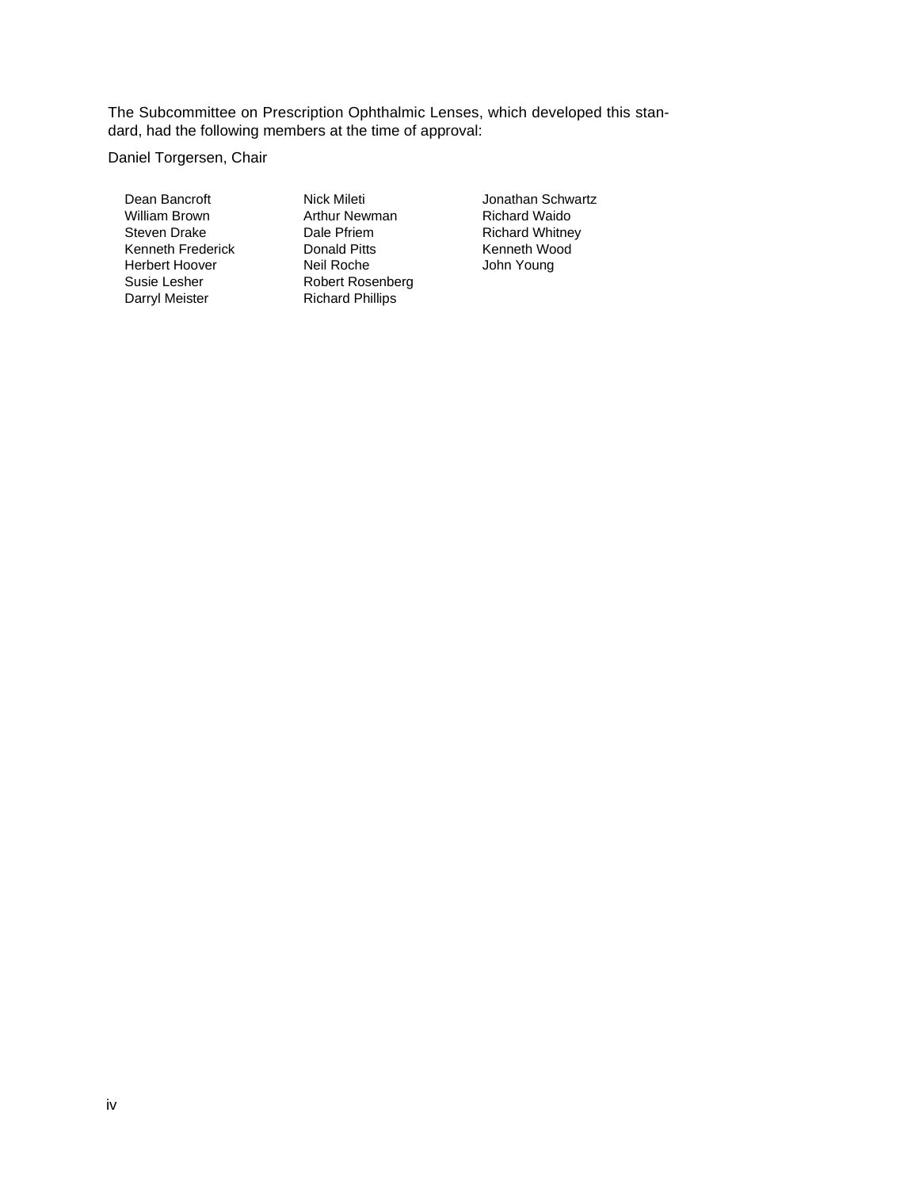The Subcommittee on Prescription Ophthalmic Lenses, which developed this standard, had the following members at the time of approval:

Daniel Torgersen, Chair

Dean Bancroft
William Brown
Steven Drake
Kenneth Frederick
Herbert Hoover
Susie Lesher
Darryl Meister
Nick Mileti
Arthur Newman
Dale Pfriem
Donald Pitts
Neil Roche
Robert Rosenberg
Richard Phillips
Jonathan Schwartz
Richard Waido
Richard Whitney
Kenneth Wood
John Young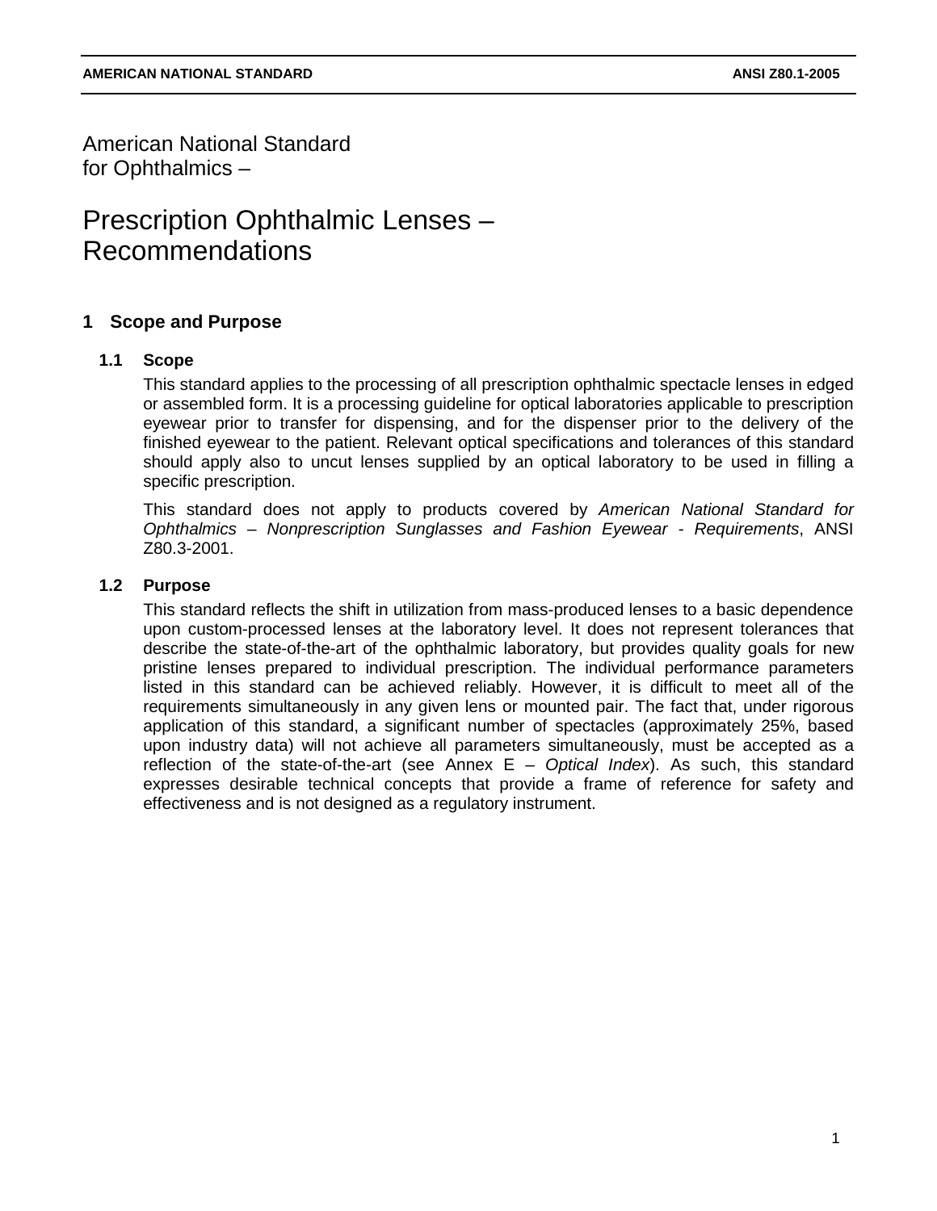# American National Standard for Ophthalmics –

# Prescription Ophthalmic Lenses – Recommendations

## 1 Scope and Purpose

### 1.1 Scope

This standard applies to the processing of all prescription ophthalmic spectacle lenses in edged or assembled form. It is a processing guideline for optical laboratories applicable to prescription eyewear prior to transfer for dispensing, and for the dispenser prior to the delivery of the finished eyewear to the patient. Relevant optical specifications and tolerances of this standard should apply also to uncut lenses supplied by an optical laboratory to be used in filling a specific prescription.

This standard does not apply to products covered by *American National Standard for Ophthalmics – Nonprescription Sunglasses and Fashion Eyewear - Requirements*, ANSI Z80.3-2001.

### 1.2 Purpose

This standard reflects the shift in utilization from mass-produced lenses to a basic dependence upon custom-processed lenses at the laboratory level. It does not represent tolerances that describe the state-of-the-art of the ophthalmic laboratory, but provides quality goals for new pristine lenses prepared to individual prescription. The individual performance parameters listed in this standard can be achieved reliably. However, it is difficult to meet all of the requirements simultaneously in any given lens or mounted pair. The fact that, under rigorous application of this standard, a significant number of spectacles (approximately 25%, based upon industry data) will not achieve all parameters simultaneously, must be accepted as a reflection of the state-of-the-art (see Annex E – *Optical Index*). As such, this standard expresses desirable technical concepts that provide a frame of reference for safety and effectiveness and is not designed as a regulatory instrument.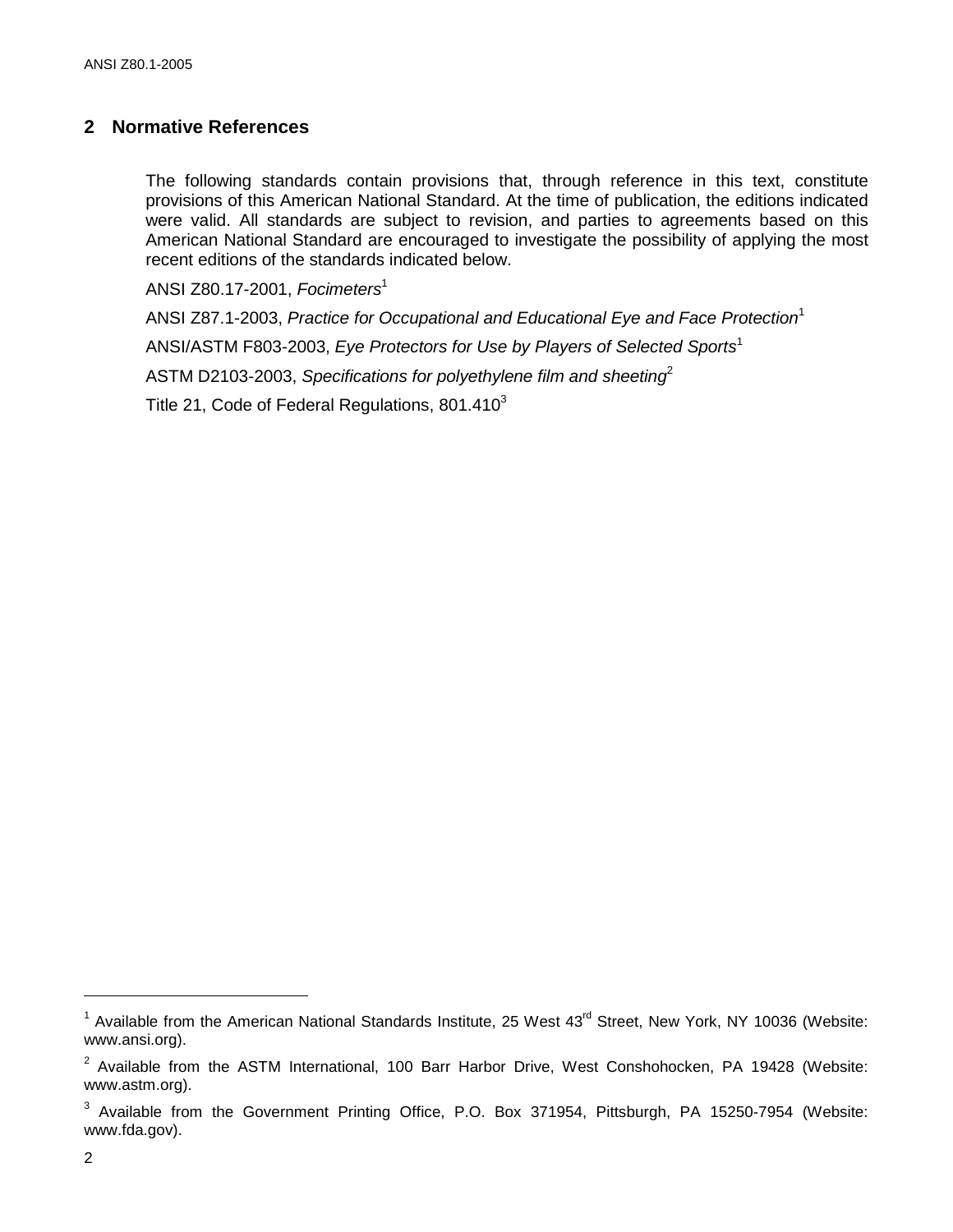## 2 Normative References

The following standards contain provisions that, through reference in this text, constitute provisions of this American National Standard. At the time of publication, the editions indicated were valid. All standards are subject to revision, and parties to agreements based on this American National Standard are encouraged to investigate the possibility of applying the most recent editions of the standards indicated below.

ANSI Z80.17-2001, *Focimeters*[1]

ANSI Z87.1-2003, *Practice for Occupational and Educational Eye and Face Protection*[1]

ANSI/ASTM F803-2003, *Eye Protectors for Use by Players of Selected Sports*[1]

ASTM D2103-2003, *Specifications for polyethylene film and sheeting*[2]

Title 21, Code of Federal Regulations, 801.410[3]

---

[1] Available from the American National Standards Institute, 25 West 43rd Street, New York, NY 10036 (Website: www.ansi.org).

[2] Available from the ASTM International, 100 Barr Harbor Drive, West Conshohocken, PA 19428 (Website: www.astm.org).

[3] Available from the Government Printing Office, P.O. Box 371954, Pittsburgh, PA 15250-7954 (Website: www.fda.gov).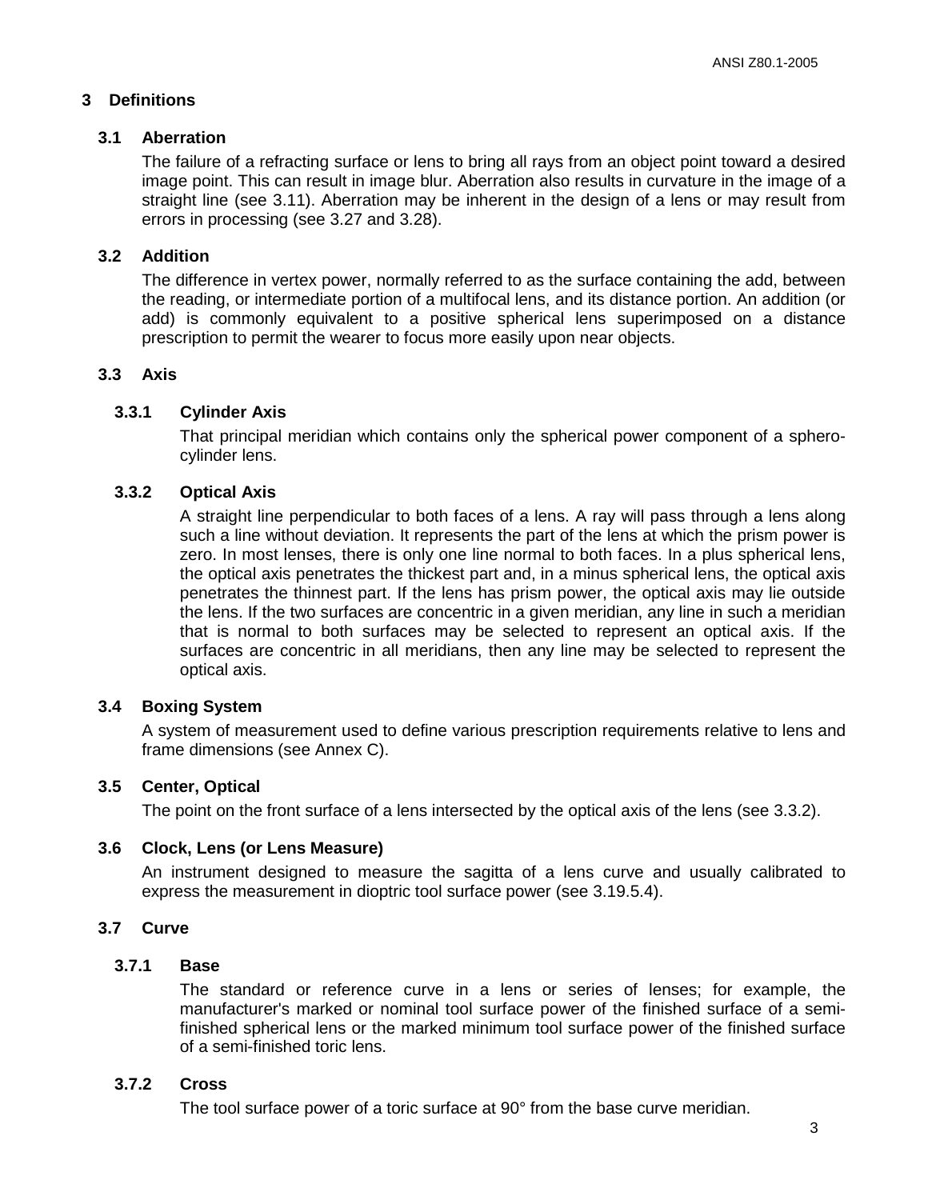## 3 Definitions

### 3.1 Aberration

The failure of a refracting surface or lens to bring all rays from an object point toward a desired image point. This can result in image blur. Aberration also results in curvature in the image of a straight line (see 3.11). Aberration may be inherent in the design of a lens or may result from errors in processing (see 3.27 and 3.28).

### 3.2 Addition

The difference in vertex power, normally referred to as the surface containing the add, between the reading, or intermediate portion of a multifocal lens, and its distance portion. An addition (or add) is commonly equivalent to a positive spherical lens superimposed on a distance prescription to permit the wearer to focus more easily upon near objects.

### 3.3 Axis

#### 3.3.1 Cylinder Axis

That principal meridian which contains only the spherical power component of a sphero-cylinder lens.

#### 3.3.2 Optical Axis

A straight line perpendicular to both faces of a lens. A ray will pass through a lens along such a line without deviation. It represents the part of the lens at which the prism power is zero. In most lenses, there is only one line normal to both faces. In a plus spherical lens, the optical axis penetrates the thickest part and, in a minus spherical lens, the optical axis penetrates the thinnest part. If the lens has prism power, the optical axis may lie outside the lens. If the two surfaces are concentric in a given meridian, any line in such a meridian that is normal to both surfaces may be selected to represent an optical axis. If the surfaces are concentric in all meridians, then any line may be selected to represent the optical axis.

### 3.4 Boxing System

A system of measurement used to define various prescription requirements relative to lens and frame dimensions (see Annex C).

### 3.5 Center, Optical

The point on the front surface of a lens intersected by the optical axis of the lens (see 3.3.2).

### 3.6 Clock, Lens (or Lens Measure)

An instrument designed to measure the sagitta of a lens curve and usually calibrated to express the measurement in dioptric tool surface power (see 3.19.5.4).

### 3.7 Curve

#### 3.7.1 Base

The standard or reference curve in a lens or series of lenses; for example, the manufacturer's marked or nominal tool surface power of the finished surface of a semi-finished spherical lens or the marked minimum tool surface power of the finished surface of a semi-finished toric lens.

#### 3.7.2 Cross

The tool surface power of a toric surface at 90° from the base curve meridian.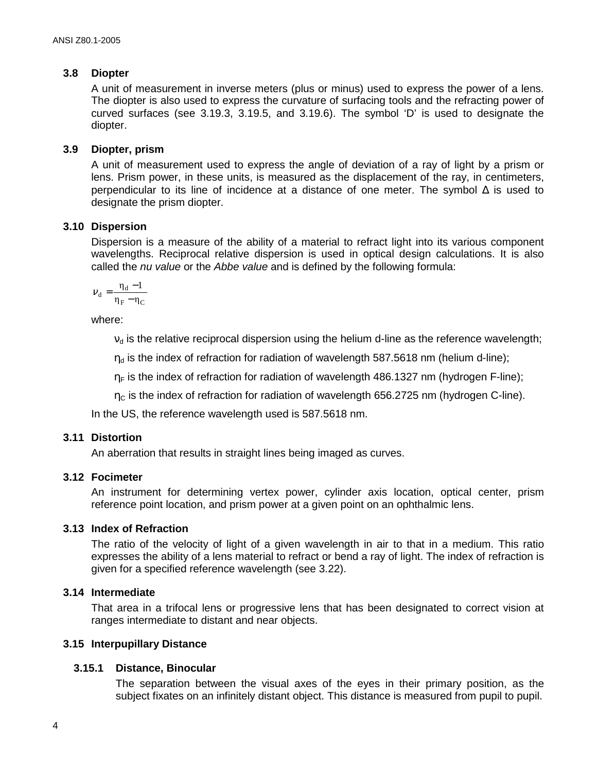### 3.8 Diopter

A unit of measurement in inverse meters (plus or minus) used to express the power of a lens. The diopter is also used to express the curvature of surfacing tools and the refracting power of curved surfaces (see 3.19.3, 3.19.5, and 3.19.6). The symbol 'D' is used to designate the diopter.

### 3.9 Diopter, prism

A unit of measurement used to express the angle of deviation of a ray of light by a prism or lens. Prism power, in these units, is measured as the displacement of the ray, in centimeters, perpendicular to its line of incidence at a distance of one meter. The symbol Δ is used to designate the prism diopter.

### 3.10 Dispersion

Dispersion is a measure of the ability of a material to refract light into its various component wavelengths. Reciprocal relative dispersion is used in optical design calculations. It is also called the *nu value* or the *Abbe value* and is defined by the following formula:

$$\nu_d = \frac{\eta_d - 1}{\eta_F - \eta_C}$$

where:

$\nu_d$ is the relative reciprocal dispersion using the helium d-line as the reference wavelength;

$\eta_d$ is the index of refraction for radiation of wavelength 587.5618 nm (helium d-line);

$\eta_F$ is the index of refraction for radiation of wavelength 486.1327 nm (hydrogen F-line);

$\eta_C$ is the index of refraction for radiation of wavelength 656.2725 nm (hydrogen C-line).

In the US, the reference wavelength used is 587.5618 nm.

### 3.11 Distortion

An aberration that results in straight lines being imaged as curves.

### 3.12 Focimeter

An instrument for determining vertex power, cylinder axis location, optical center, prism reference point location, and prism power at a given point on an ophthalmic lens.

### 3.13 Index of Refraction

The ratio of the velocity of light of a given wavelength in air to that in a medium. This ratio expresses the ability of a lens material to refract or bend a ray of light. The index of refraction is given for a specified reference wavelength (see 3.22).

### 3.14 Intermediate

That area in a trifocal lens or progressive lens that has been designated to correct vision at ranges intermediate to distant and near objects.

### 3.15 Interpupillary Distance

#### 3.15.1 Distance, Binocular

The separation between the visual axes of the eyes in their primary position, as the subject fixates on an infinitely distant object. This distance is measured from pupil to pupil.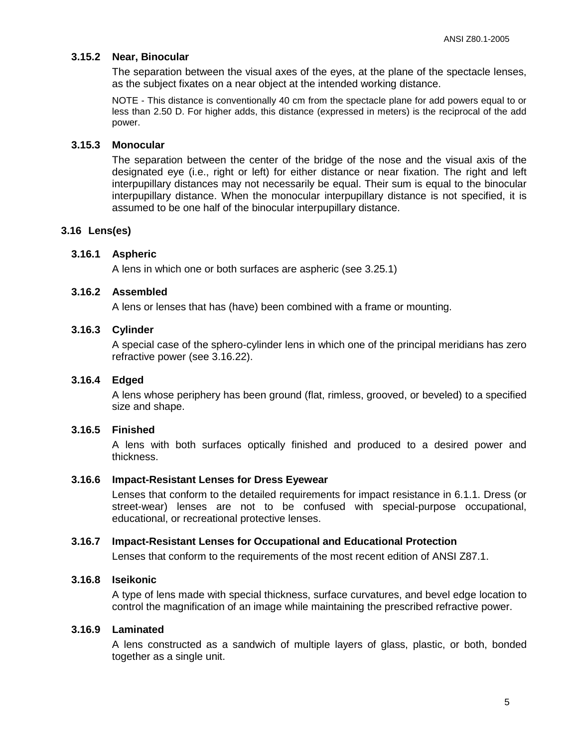#### 3.15.2 Near, Binocular

The separation between the visual axes of the eyes, at the plane of the spectacle lenses, as the subject fixates on a near object at the intended working distance.

NOTE - This distance is conventionally 40 cm from the spectacle plane for add powers equal to or less than 2.50 D. For higher adds, this distance (expressed in meters) is the reciprocal of the add power.

#### 3.15.3 Monocular

The separation between the center of the bridge of the nose and the visual axis of the designated eye (i.e., right or left) for either distance or near fixation. The right and left interpupillary distances may not necessarily be equal. Their sum is equal to the binocular interpupillary distance. When the monocular interpupillary distance is not specified, it is assumed to be one half of the binocular interpupillary distance.

### 3.16 Lens(es)

#### 3.16.1 Aspheric

A lens in which one or both surfaces are aspheric (see 3.25.1)

#### 3.16.2 Assembled

A lens or lenses that has (have) been combined with a frame or mounting.

#### 3.16.3 Cylinder

A special case of the sphero-cylinder lens in which one of the principal meridians has zero refractive power (see 3.16.22).

#### 3.16.4 Edged

A lens whose periphery has been ground (flat, rimless, grooved, or beveled) to a specified size and shape.

#### 3.16.5 Finished

A lens with both surfaces optically finished and produced to a desired power and thickness.

#### 3.16.6 Impact-Resistant Lenses for Dress Eyewear

Lenses that conform to the detailed requirements for impact resistance in 6.1.1. Dress (or street-wear) lenses are not to be confused with special-purpose occupational, educational, or recreational protective lenses.

#### 3.16.7 Impact-Resistant Lenses for Occupational and Educational Protection

Lenses that conform to the requirements of the most recent edition of ANSI Z87.1.

#### 3.16.8 Iseikonic

A type of lens made with special thickness, surface curvatures, and bevel edge location to control the magnification of an image while maintaining the prescribed refractive power.

#### 3.16.9 Laminated

A lens constructed as a sandwich of multiple layers of glass, plastic, or both, bonded together as a single unit.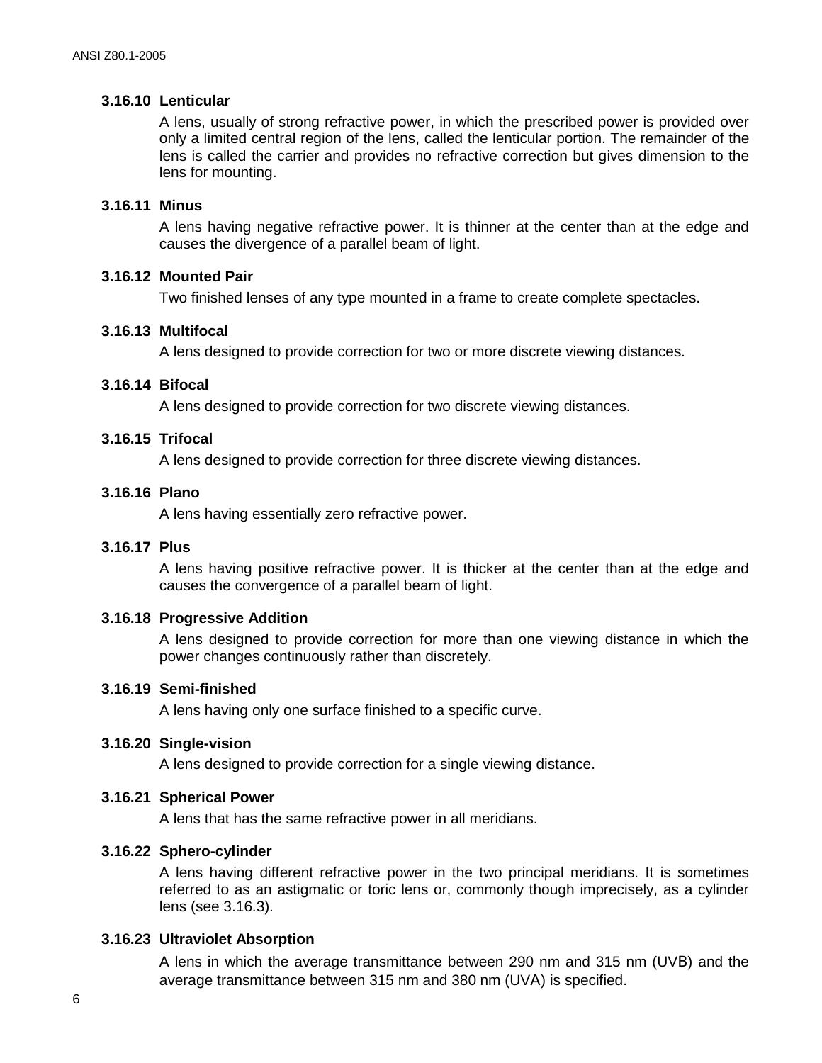#### 3.16.10 Lenticular

A lens, usually of strong refractive power, in which the prescribed power is provided over only a limited central region of the lens, called the lenticular portion. The remainder of the lens is called the carrier and provides no refractive correction but gives dimension to the lens for mounting.

#### 3.16.11 Minus

A lens having negative refractive power. It is thinner at the center than at the edge and causes the divergence of a parallel beam of light.

#### 3.16.12 Mounted Pair

Two finished lenses of any type mounted in a frame to create complete spectacles.

#### 3.16.13 Multifocal

A lens designed to provide correction for two or more discrete viewing distances.

#### 3.16.14 Bifocal

A lens designed to provide correction for two discrete viewing distances.

#### 3.16.15 Trifocal

A lens designed to provide correction for three discrete viewing distances.

#### 3.16.16 Plano

A lens having essentially zero refractive power.

#### 3.16.17 Plus

A lens having positive refractive power. It is thicker at the center than at the edge and causes the convergence of a parallel beam of light.

#### 3.16.18 Progressive Addition

A lens designed to provide correction for more than one viewing distance in which the power changes continuously rather than discretely.

#### 3.16.19 Semi-finished

A lens having only one surface finished to a specific curve.

#### 3.16.20 Single-vision

A lens designed to provide correction for a single viewing distance.

#### 3.16.21 Spherical Power

A lens that has the same refractive power in all meridians.

#### 3.16.22 Sphero-cylinder

A lens having different refractive power in the two principal meridians. It is sometimes referred to as an astigmatic or toric lens or, commonly though imprecisely, as a cylinder lens (see 3.16.3).

#### 3.16.23 Ultraviolet Absorption

A lens in which the average transmittance between 290 nm and 315 nm (UVB) and the average transmittance between 315 nm and 380 nm (UVA) is specified.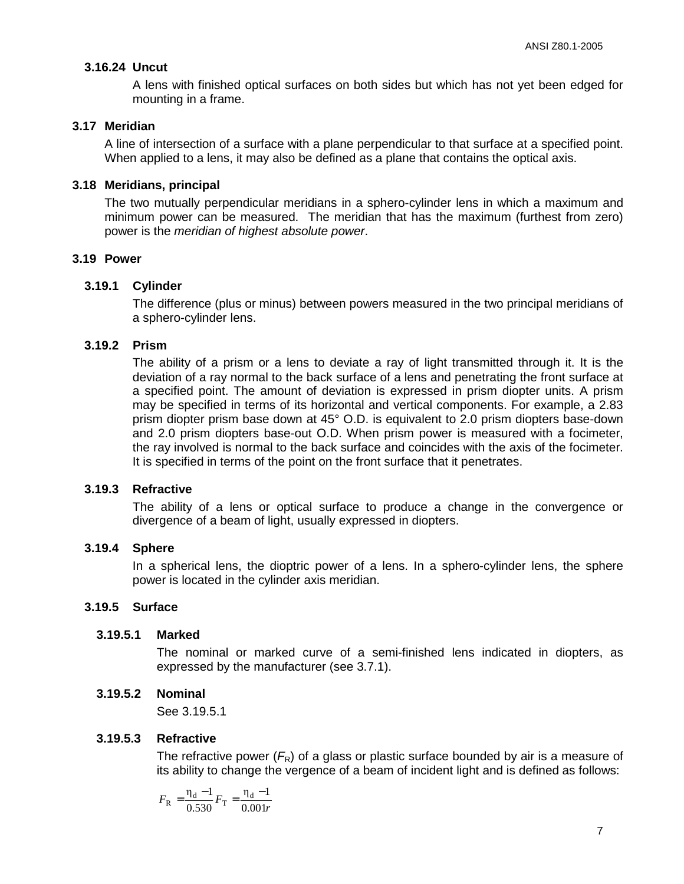#### 3.16.24 Uncut

A lens with finished optical surfaces on both sides but which has not yet been edged for mounting in a frame.

### 3.17 Meridian

A line of intersection of a surface with a plane perpendicular to that surface at a specified point. When applied to a lens, it may also be defined as a plane that contains the optical axis.

### 3.18 Meridians, principal

The two mutually perpendicular meridians in a sphero-cylinder lens in which a maximum and minimum power can be measured. The meridian that has the maximum (furthest from zero) power is the *meridian of highest absolute power*.

### 3.19 Power

#### 3.19.1 Cylinder

The difference (plus or minus) between powers measured in the two principal meridians of a sphero-cylinder lens.

#### 3.19.2 Prism

The ability of a prism or a lens to deviate a ray of light transmitted through it. It is the deviation of a ray normal to the back surface of a lens and penetrating the front surface at a specified point. The amount of deviation is expressed in prism diopter units. A prism may be specified in terms of its horizontal and vertical components. For example, a 2.83 prism diopter prism base down at 45° O.D. is equivalent to 2.0 prism diopters base-down and 2.0 prism diopters base-out O.D. When prism power is measured with a focimeter, the ray involved is normal to the back surface and coincides with the axis of the focimeter. It is specified in terms of the point on the front surface that it penetrates.

#### 3.19.3 Refractive

The ability of a lens or optical surface to produce a change in the convergence or divergence of a beam of light, usually expressed in diopters.

#### 3.19.4 Sphere

In a spherical lens, the dioptric power of a lens. In a sphero-cylinder lens, the sphere power is located in the cylinder axis meridian.

#### 3.19.5 Surface

##### 3.19.5.1 Marked

The nominal or marked curve of a semi-finished lens indicated in diopters, as expressed by the manufacturer (see 3.7.1).

##### 3.19.5.2 Nominal

See 3.19.5.1

##### 3.19.5.3 Refractive

The refractive power ($F_R$) of a glass or plastic surface bounded by air is a measure of its ability to change the vergence of a beam of incident light and is defined as follows:

$$F_R = \frac{\eta_d - 1}{0.530} F_T = \frac{\eta_d - 1}{0.001r}$$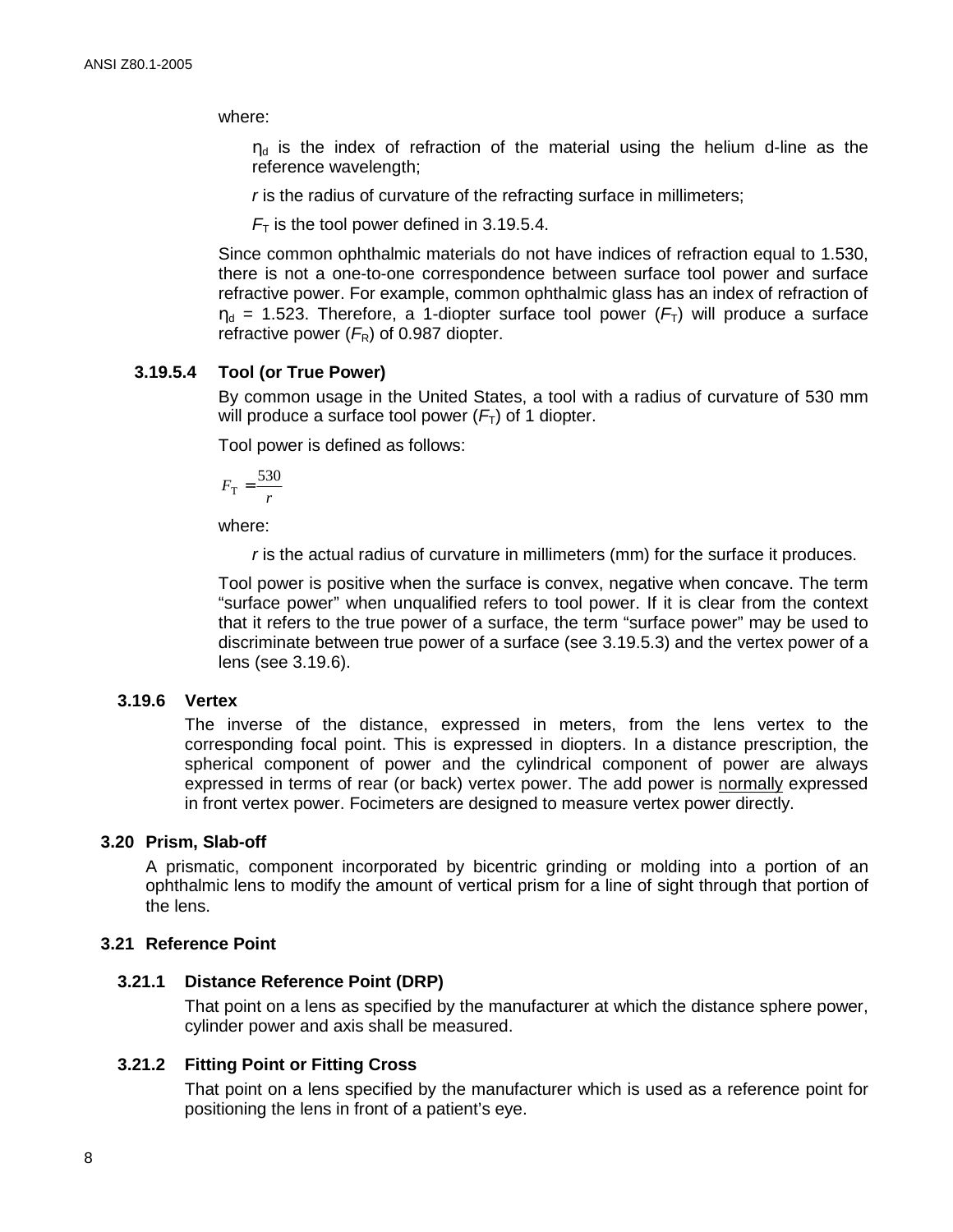where:

> $\eta_d$ is the index of refraction of the material using the helium d-line as the reference wavelength;
>
> $r$ is the radius of curvature of the refracting surface in millimeters;
>
> $F_T$ is the tool power defined in 3.19.5.4.

Since common ophthalmic materials do not have indices of refraction equal to 1.530, there is not a one-to-one correspondence between surface tool power and surface refractive power. For example, common ophthalmic glass has an index of refraction of $\eta_d$ = 1.523. Therefore, a 1-diopter surface tool power ($F_T$) will produce a surface refractive power ($F_R$) of 0.987 diopter.

#### 3.19.5.4 Tool (or True Power)

By common usage in the United States, a tool with a radius of curvature of 530 mm will produce a surface tool power ($F_T$) of 1 diopter.

Tool power is defined as follows:

$$F_T = \frac{530}{r}$$

where:

> $r$ is the actual radius of curvature in millimeters (mm) for the surface it produces.

Tool power is positive when the surface is convex, negative when concave. The term "surface power" when unqualified refers to tool power. If it is clear from the context that it refers to the true power of a surface, the term "surface power" may be used to discriminate between true power of a surface (see 3.19.5.3) and the vertex power of a lens (see 3.19.6).

### 3.19.6 Vertex

The inverse of the distance, expressed in meters, from the lens vertex to the corresponding focal point. This is expressed in diopters. In a distance prescription, the spherical component of power and the cylindrical component of power are always expressed in terms of rear (or back) vertex power. The add power is <u>normally</u> expressed in front vertex power. Focimeters are designed to measure vertex power directly.

## 3.20 Prism, Slab-off

A prismatic, component incorporated by bicentric grinding or molding into a portion of an ophthalmic lens to modify the amount of vertical prism for a line of sight through that portion of the lens.

## 3.21 Reference Point

### 3.21.1 Distance Reference Point (DRP)

That point on a lens as specified by the manufacturer at which the distance sphere power, cylinder power and axis shall be measured.

### 3.21.2 Fitting Point or Fitting Cross

That point on a lens specified by the manufacturer which is used as a reference point for positioning the lens in front of a patient's eye.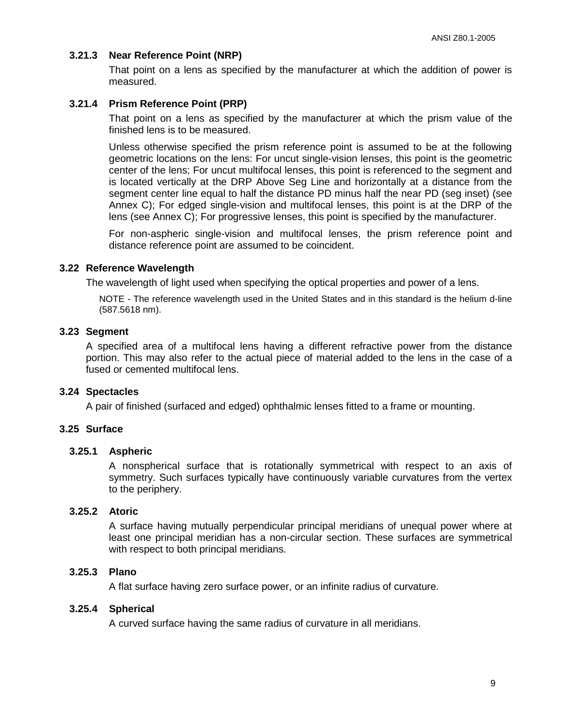#### 3.21.3 Near Reference Point (NRP)

That point on a lens as specified by the manufacturer at which the addition of power is measured.

#### 3.21.4 Prism Reference Point (PRP)

That point on a lens as specified by the manufacturer at which the prism value of the finished lens is to be measured.

Unless otherwise specified the prism reference point is assumed to be at the following geometric locations on the lens: For uncut single-vision lenses, this point is the geometric center of the lens; For uncut multifocal lenses, this point is referenced to the segment and is located vertically at the DRP Above Seg Line and horizontally at a distance from the segment center line equal to half the distance PD minus half the near PD (seg inset) (see Annex C); For edged single-vision and multifocal lenses, this point is at the DRP of the lens (see Annex C); For progressive lenses, this point is specified by the manufacturer.

For non-aspheric single-vision and multifocal lenses, the prism reference point and distance reference point are assumed to be coincident.

### 3.22 Reference Wavelength

The wavelength of light used when specifying the optical properties and power of a lens.

NOTE - The reference wavelength used in the United States and in this standard is the helium d-line (587.5618 nm).

### 3.23 Segment

A specified area of a multifocal lens having a different refractive power from the distance portion. This may also refer to the actual piece of material added to the lens in the case of a fused or cemented multifocal lens.

### 3.24 Spectacles

A pair of finished (surfaced and edged) ophthalmic lenses fitted to a frame or mounting.

### 3.25 Surface

#### 3.25.1 Aspheric

A nonspherical surface that is rotationally symmetrical with respect to an axis of symmetry. Such surfaces typically have continuously variable curvatures from the vertex to the periphery.

#### 3.25.2 Atoric

A surface having mutually perpendicular principal meridians of unequal power where at least one principal meridian has a non-circular section. These surfaces are symmetrical with respect to both principal meridians.

#### 3.25.3 Plano

A flat surface having zero surface power, or an infinite radius of curvature.

#### 3.25.4 Spherical

A curved surface having the same radius of curvature in all meridians.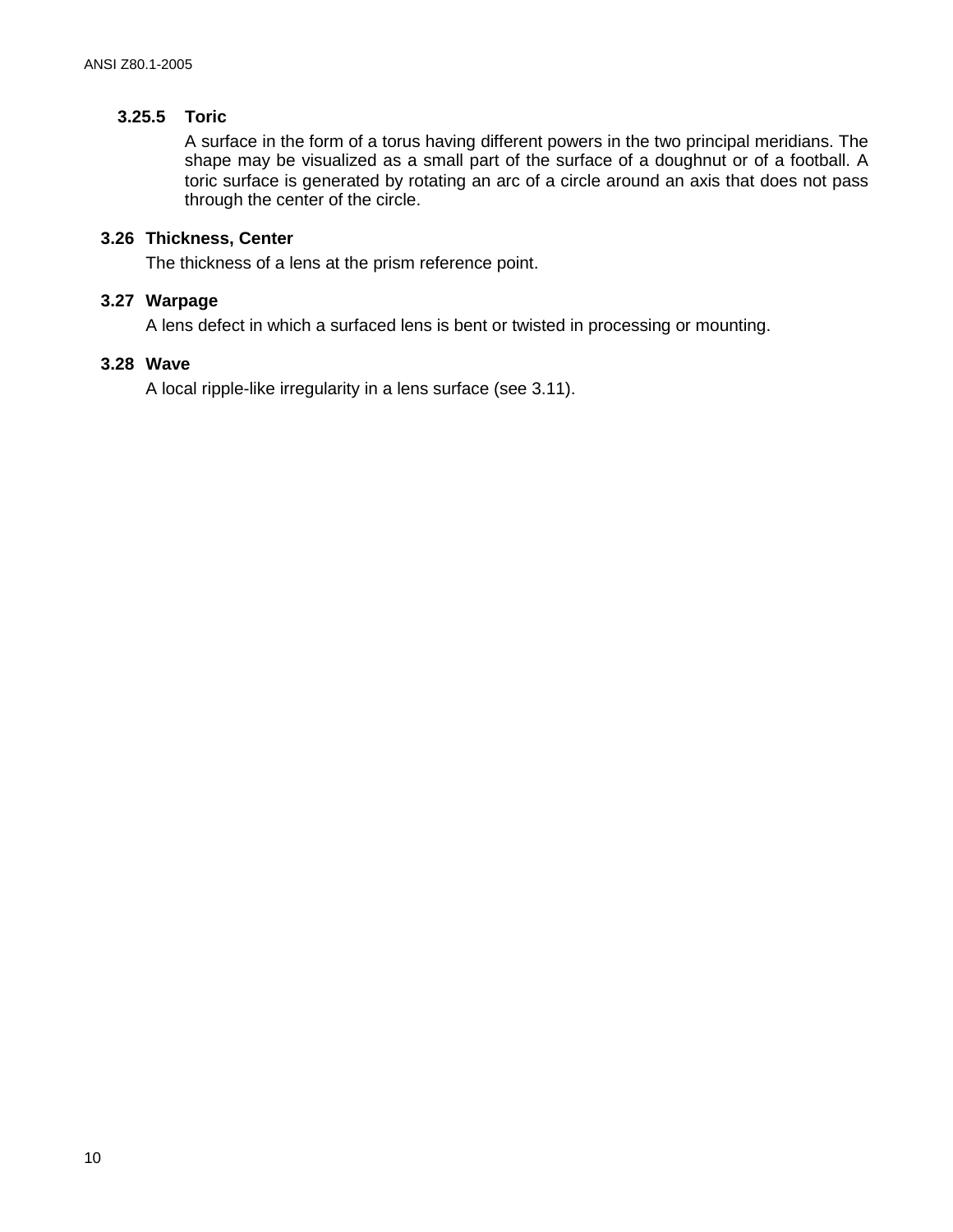#### 3.25.5 Toric

A surface in the form of a torus having different powers in the two principal meridians. The shape may be visualized as a small part of the surface of a doughnut or of a football. A toric surface is generated by rotating an arc of a circle around an axis that does not pass through the center of the circle.

### 3.26 Thickness, Center

The thickness of a lens at the prism reference point.

### 3.27 Warpage

A lens defect in which a surfaced lens is bent or twisted in processing or mounting.

### 3.28 Wave

A local ripple-like irregularity in a lens surface (see 3.11).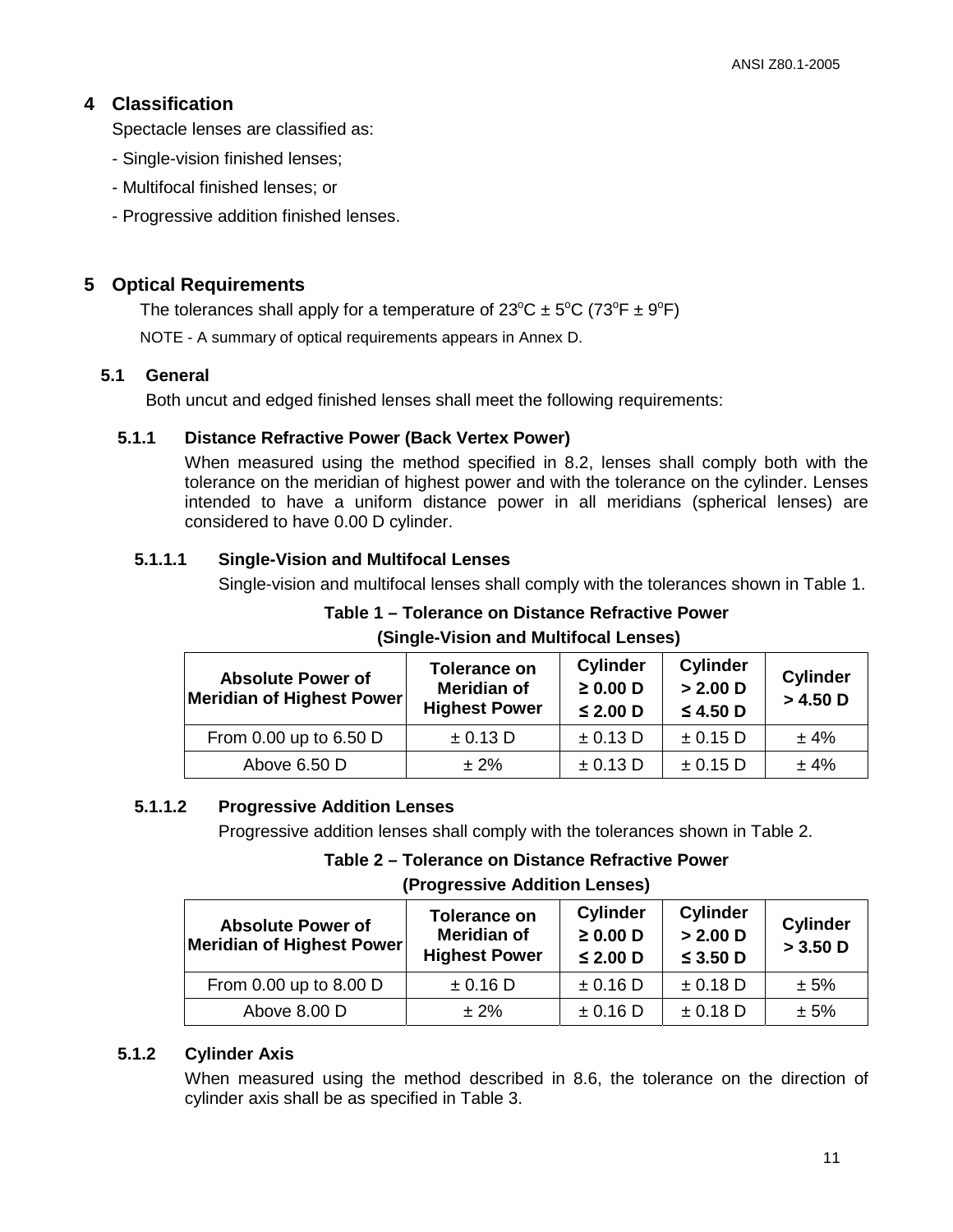# 4 Classification

Spectacle lenses are classified as:

- Single-vision finished lenses;
- Multifocal finished lenses; or
- Progressive addition finished lenses.

# 5 Optical Requirements

The tolerances shall apply for a temperature of 23°C ± 5°C (73°F ± 9°F)

NOTE - A summary of optical requirements appears in Annex D.

## 5.1 General

Both uncut and edged finished lenses shall meet the following requirements:

### 5.1.1 Distance Refractive Power (Back Vertex Power)

When measured using the method specified in 8.2, lenses shall comply both with the tolerance on the meridian of highest power and with the tolerance on the cylinder. Lenses intended to have a uniform distance power in all meridians (spherical lenses) are considered to have 0.00 D cylinder.

#### 5.1.1.1 Single-Vision and Multifocal Lenses

Single-vision and multifocal lenses shall comply with the tolerances shown in Table 1.

**Table 1 – Tolerance on Distance Refractive Power (Single-Vision and Multifocal Lenses)**

| Absolute Power of Meridian of Highest Power | Tolerance on Meridian of Highest Power | Cylinder ≥ 0.00 D ≤ 2.00 D | Cylinder > 2.00 D ≤ 4.50 D | Cylinder > 4.50 D |
|---|---|---|---|---|
| From 0.00 up to 6.50 D | ± 0.13 D | ± 0.13 D | ± 0.15 D | ± 4% |
| Above 6.50 D | ± 2% | ± 0.13 D | ± 0.15 D | ± 4% |

#### 5.1.1.2 Progressive Addition Lenses

Progressive addition lenses shall comply with the tolerances shown in Table 2.

**Table 2 – Tolerance on Distance Refractive Power (Progressive Addition Lenses)**

| Absolute Power of Meridian of Highest Power | Tolerance on Meridian of Highest Power | Cylinder ≥ 0.00 D ≤ 2.00 D | Cylinder > 2.00 D ≤ 3.50 D | Cylinder > 3.50 D |
|---|---|---|---|---|
| From 0.00 up to 8.00 D | ± 0.16 D | ± 0.16 D | ± 0.18 D | ± 5% |
| Above 8.00 D | ± 2% | ± 0.16 D | ± 0.18 D | ± 5% |

### 5.1.2 Cylinder Axis

When measured using the method described in 8.6, the tolerance on the direction of cylinder axis shall be as specified in Table 3.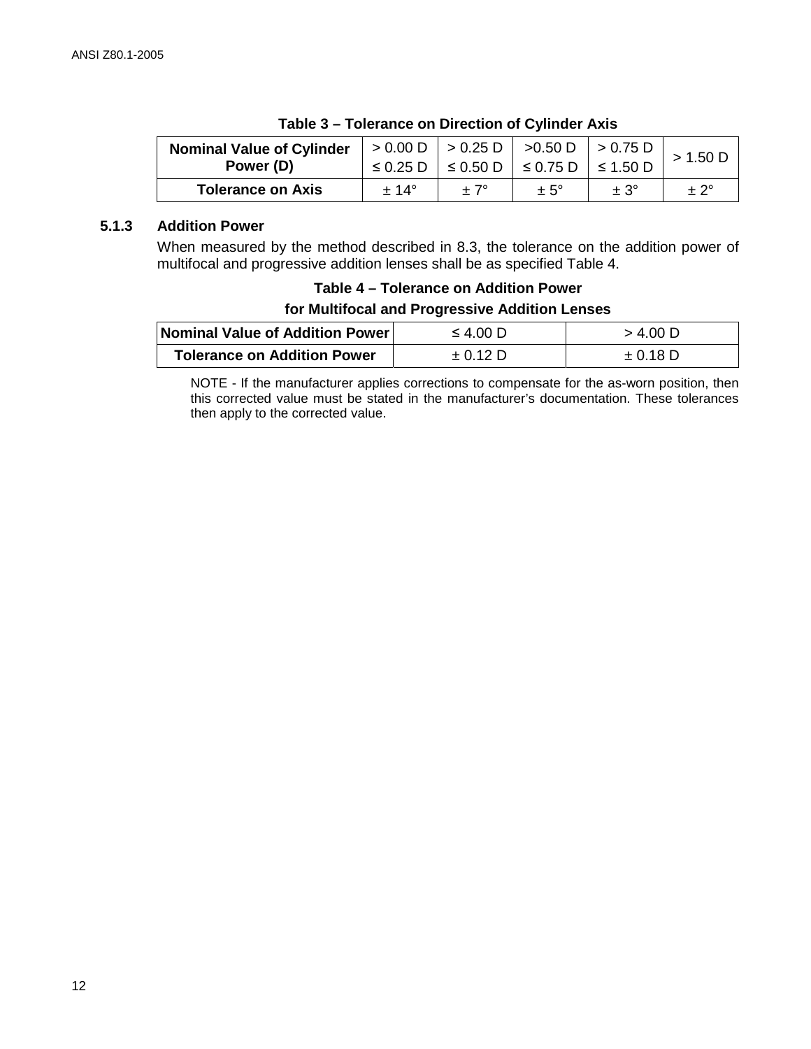**Table 3 – Tolerance on Direction of Cylinder Axis**

| Nominal Value of Cylinder Power (D) | > 0.00 D ≤ 0.25 D | > 0.25 D ≤ 0.50 D | >0.50 D ≤ 0.75 D | > 0.75 D ≤ 1.50 D | > 1.50 D |
|---|---|---|---|---|---|
| **Tolerance on Axis** | ± 14° | ± 7° | ± 5° | ± 3° | ± 2° |

### 5.1.3 Addition Power

When measured by the method described in 8.3, the tolerance on the addition power of multifocal and progressive addition lenses shall be as specified Table 4.

**Table 4 – Tolerance on Addition Power for Multifocal and Progressive Addition Lenses**

| Nominal Value of Addition Power | ≤ 4.00 D | > 4.00 D |
|---|---|---|
| **Tolerance on Addition Power** | ± 0.12 D | ± 0.18 D |

NOTE - If the manufacturer applies corrections to compensate for the as-worn position, then this corrected value must be stated in the manufacturer's documentation. These tolerances then apply to the corrected value.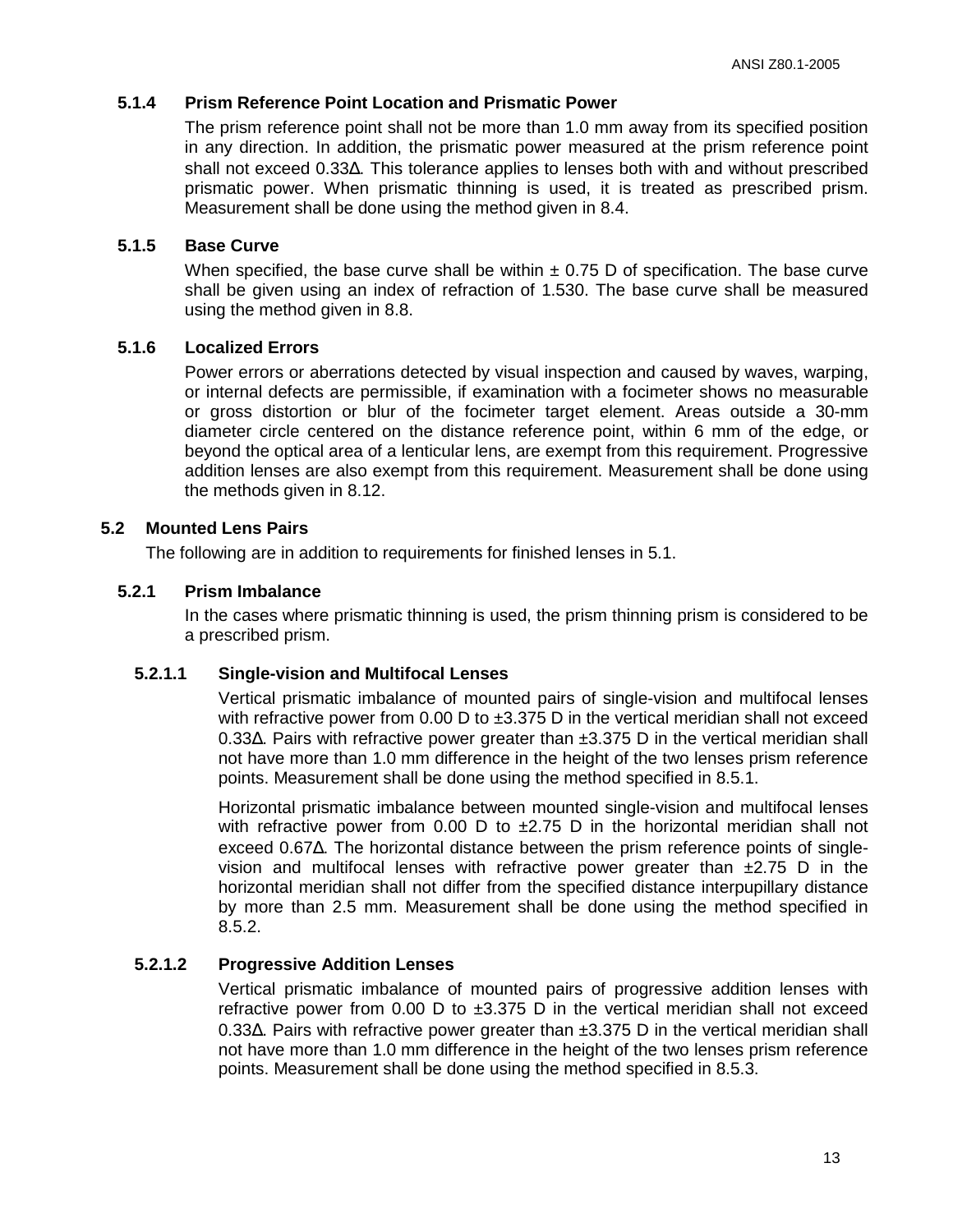#### 5.1.4 Prism Reference Point Location and Prismatic Power

The prism reference point shall not be more than 1.0 mm away from its specified position in any direction. In addition, the prismatic power measured at the prism reference point shall not exceed 0.33Δ. This tolerance applies to lenses both with and without prescribed prismatic power. When prismatic thinning is used, it is treated as prescribed prism. Measurement shall be done using the method given in 8.4.

#### 5.1.5 Base Curve

When specified, the base curve shall be within ± 0.75 D of specification. The base curve shall be given using an index of refraction of 1.530. The base curve shall be measured using the method given in 8.8.

#### 5.1.6 Localized Errors

Power errors or aberrations detected by visual inspection and caused by waves, warping, or internal defects are permissible, if examination with a focimeter shows no measurable or gross distortion or blur of the focimeter target element. Areas outside a 30-mm diameter circle centered on the distance reference point, within 6 mm of the edge, or beyond the optical area of a lenticular lens, are exempt from this requirement. Progressive addition lenses are also exempt from this requirement. Measurement shall be done using the methods given in 8.12.

### 5.2 Mounted Lens Pairs

The following are in addition to requirements for finished lenses in 5.1.

#### 5.2.1 Prism Imbalance

In the cases where prismatic thinning is used, the prism thinning prism is considered to be a prescribed prism.

##### 5.2.1.1 Single-vision and Multifocal Lenses

Vertical prismatic imbalance of mounted pairs of single-vision and multifocal lenses with refractive power from 0.00 D to ±3.375 D in the vertical meridian shall not exceed 0.33Δ. Pairs with refractive power greater than ±3.375 D in the vertical meridian shall not have more than 1.0 mm difference in the height of the two lenses prism reference points. Measurement shall be done using the method specified in 8.5.1.

Horizontal prismatic imbalance between mounted single-vision and multifocal lenses with refractive power from 0.00 D to ±2.75 D in the horizontal meridian shall not exceed 0.67Δ. The horizontal distance between the prism reference points of single-vision and multifocal lenses with refractive power greater than ±2.75 D in the horizontal meridian shall not differ from the specified distance interpupillary distance by more than 2.5 mm. Measurement shall be done using the method specified in 8.5.2.

##### 5.2.1.2 Progressive Addition Lenses

Vertical prismatic imbalance of mounted pairs of progressive addition lenses with refractive power from 0.00 D to ±3.375 D in the vertical meridian shall not exceed 0.33Δ. Pairs with refractive power greater than ±3.375 D in the vertical meridian shall not have more than 1.0 mm difference in the height of the two lenses prism reference points. Measurement shall be done using the method specified in 8.5.3.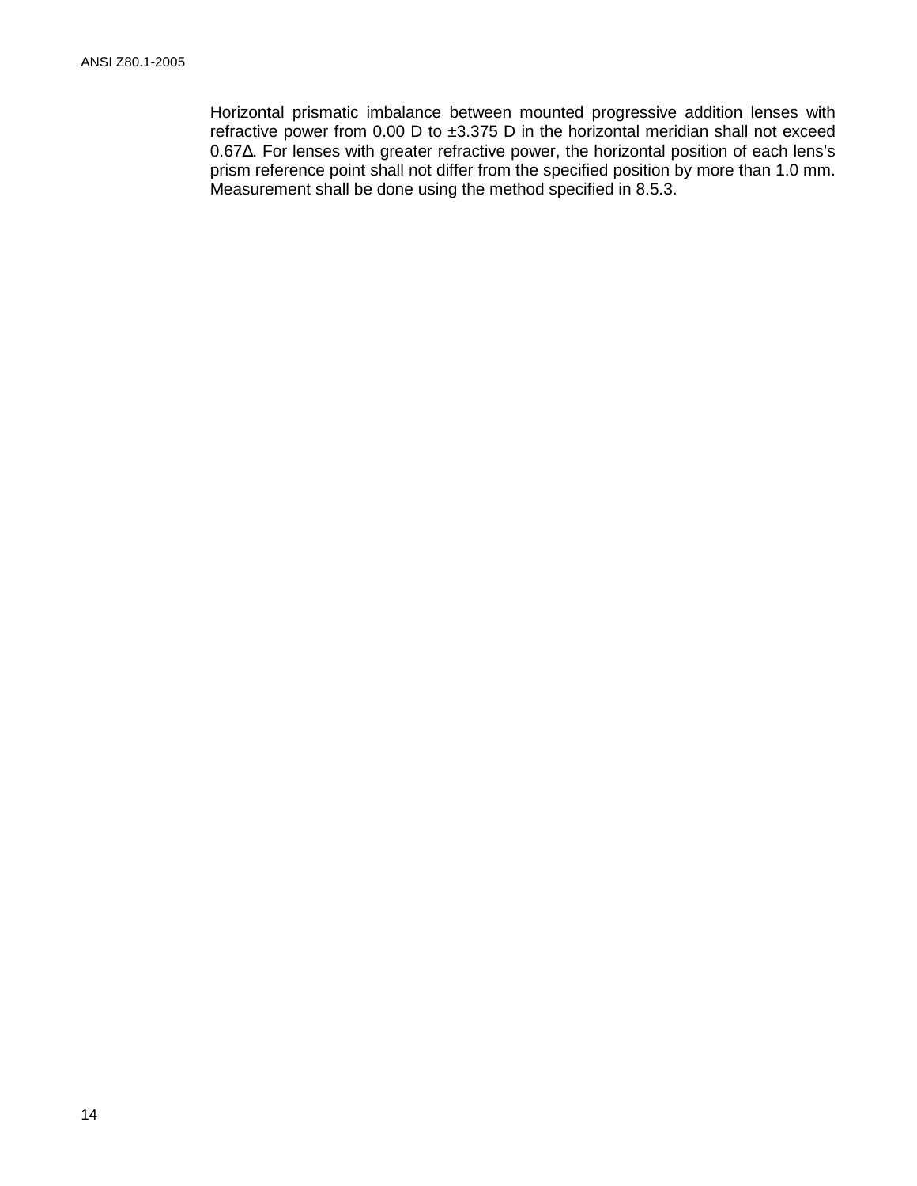Horizontal prismatic imbalance between mounted progressive addition lenses with refractive power from 0.00 D to ±3.375 D in the horizontal meridian shall not exceed 0.67Δ. For lenses with greater refractive power, the horizontal position of each lens's prism reference point shall not differ from the specified position by more than 1.0 mm. Measurement shall be done using the method specified in 8.5.3.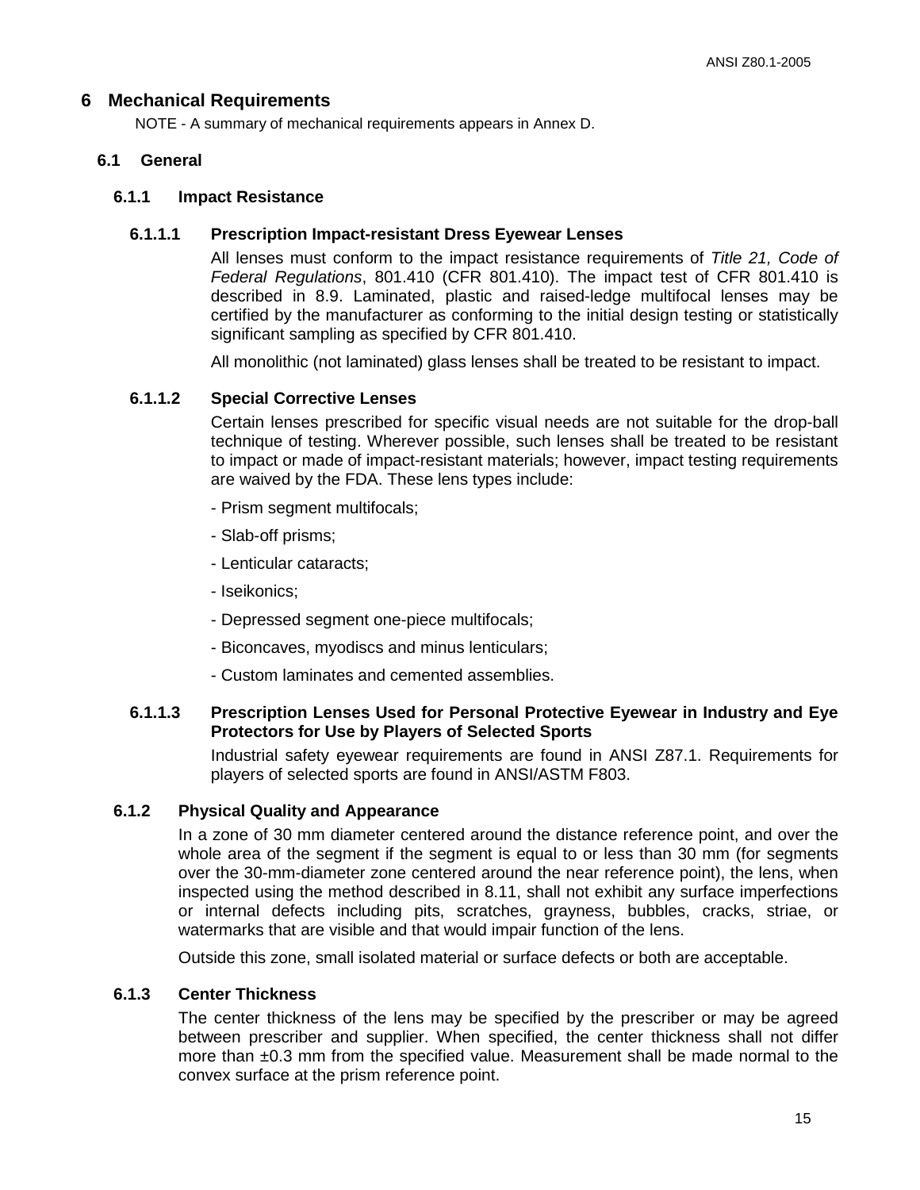# 6 Mechanical Requirements

NOTE - A summary of mechanical requirements appears in Annex D.

## 6.1 General

### 6.1.1 Impact Resistance

#### 6.1.1.1 Prescription Impact-resistant Dress Eyewear Lenses

All lenses must conform to the impact resistance requirements of *Title 21, Code of Federal Regulations*, 801.410 (CFR 801.410). The impact test of CFR 801.410 is described in 8.9. Laminated, plastic and raised-ledge multifocal lenses may be certified by the manufacturer as conforming to the initial design testing or statistically significant sampling as specified by CFR 801.410.

All monolithic (not laminated) glass lenses shall be treated to be resistant to impact.

#### 6.1.1.2 Special Corrective Lenses

Certain lenses prescribed for specific visual needs are not suitable for the drop-ball technique of testing. Wherever possible, such lenses shall be treated to be resistant to impact or made of impact-resistant materials; however, impact testing requirements are waived by the FDA. These lens types include:

- Prism segment multifocals;
- Slab-off prisms;
- Lenticular cataracts;
- Iseikonics;
- Depressed segment one-piece multifocals;
- Biconcaves, myodiscs and minus lenticulars;
- Custom laminates and cemented assemblies.

#### 6.1.1.3 Prescription Lenses Used for Personal Protective Eyewear in Industry and Eye Protectors for Use by Players of Selected Sports

Industrial safety eyewear requirements are found in ANSI Z87.1. Requirements for players of selected sports are found in ANSI/ASTM F803.

### 6.1.2 Physical Quality and Appearance

In a zone of 30 mm diameter centered around the distance reference point, and over the whole area of the segment if the segment is equal to or less than 30 mm (for segments over the 30-mm-diameter zone centered around the near reference point), the lens, when inspected using the method described in 8.11, shall not exhibit any surface imperfections or internal defects including pits, scratches, grayness, bubbles, cracks, striae, or watermarks that are visible and that would impair function of the lens.

Outside this zone, small isolated material or surface defects or both are acceptable.

### 6.1.3 Center Thickness

The center thickness of the lens may be specified by the prescriber or may be agreed between prescriber and supplier. When specified, the center thickness shall not differ more than ±0.3 mm from the specified value. Measurement shall be made normal to the convex surface at the prism reference point.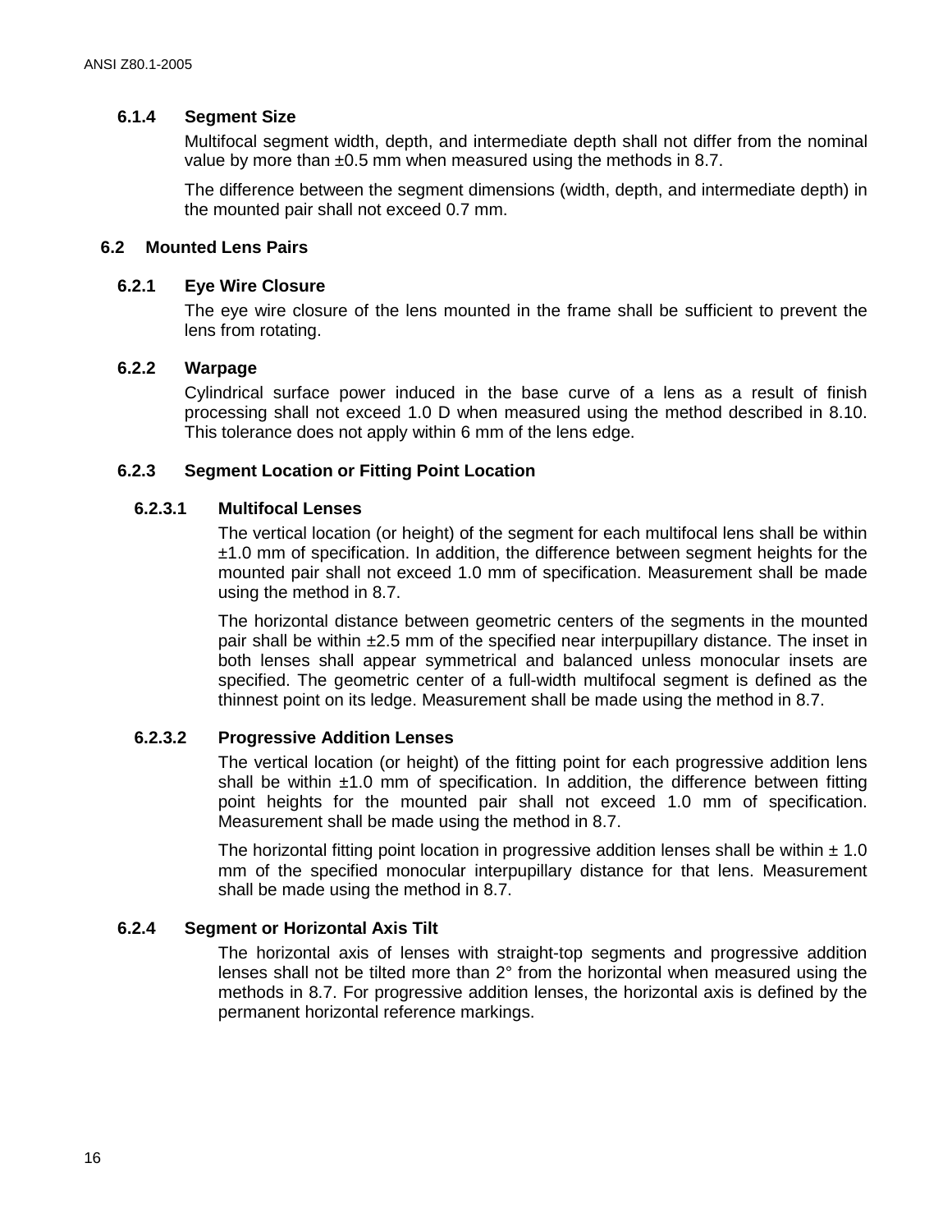#### 6.1.4 Segment Size

Multifocal segment width, depth, and intermediate depth shall not differ from the nominal value by more than ±0.5 mm when measured using the methods in 8.7.

The difference between the segment dimensions (width, depth, and intermediate depth) in the mounted pair shall not exceed 0.7 mm.

### 6.2 Mounted Lens Pairs

#### 6.2.1 Eye Wire Closure

The eye wire closure of the lens mounted in the frame shall be sufficient to prevent the lens from rotating.

#### 6.2.2 Warpage

Cylindrical surface power induced in the base curve of a lens as a result of finish processing shall not exceed 1.0 D when measured using the method described in 8.10. This tolerance does not apply within 6 mm of the lens edge.

#### 6.2.3 Segment Location or Fitting Point Location

##### 6.2.3.1 Multifocal Lenses

The vertical location (or height) of the segment for each multifocal lens shall be within ±1.0 mm of specification. In addition, the difference between segment heights for the mounted pair shall not exceed 1.0 mm of specification. Measurement shall be made using the method in 8.7.

The horizontal distance between geometric centers of the segments in the mounted pair shall be within ±2.5 mm of the specified near interpupillary distance. The inset in both lenses shall appear symmetrical and balanced unless monocular insets are specified. The geometric center of a full-width multifocal segment is defined as the thinnest point on its ledge. Measurement shall be made using the method in 8.7.

##### 6.2.3.2 Progressive Addition Lenses

The vertical location (or height) of the fitting point for each progressive addition lens shall be within ±1.0 mm of specification. In addition, the difference between fitting point heights for the mounted pair shall not exceed 1.0 mm of specification. Measurement shall be made using the method in 8.7.

The horizontal fitting point location in progressive addition lenses shall be within ± 1.0 mm of the specified monocular interpupillary distance for that lens. Measurement shall be made using the method in 8.7.

#### 6.2.4 Segment or Horizontal Axis Tilt

The horizontal axis of lenses with straight-top segments and progressive addition lenses shall not be tilted more than 2° from the horizontal when measured using the methods in 8.7. For progressive addition lenses, the horizontal axis is defined by the permanent horizontal reference markings.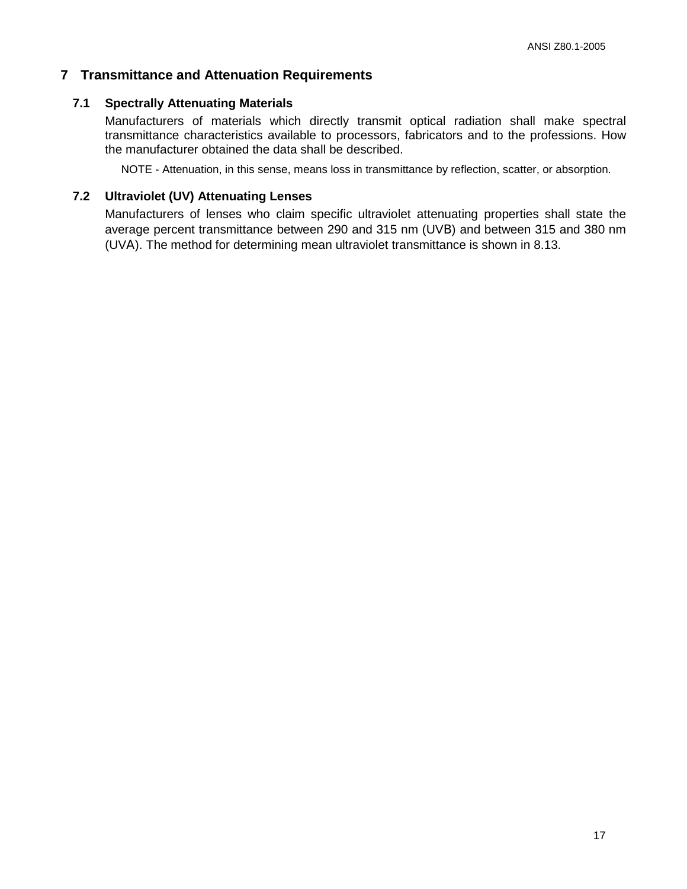# 7 Transmittance and Attenuation Requirements

## 7.1 Spectrally Attenuating Materials

Manufacturers of materials which directly transmit optical radiation shall make spectral transmittance characteristics available to processors, fabricators and to the professions. How the manufacturer obtained the data shall be described.

NOTE - Attenuation, in this sense, means loss in transmittance by reflection, scatter, or absorption.

## 7.2 Ultraviolet (UV) Attenuating Lenses

Manufacturers of lenses who claim specific ultraviolet attenuating properties shall state the average percent transmittance between 290 and 315 nm (UVB) and between 315 and 380 nm (UVA). The method for determining mean ultraviolet transmittance is shown in 8.13.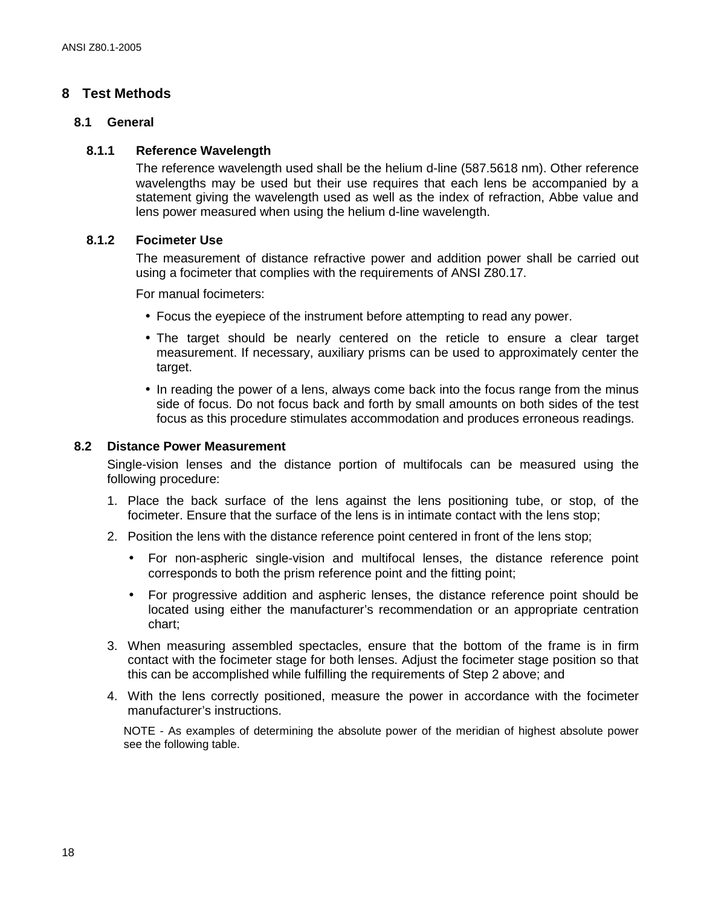# 8 Test Methods

## 8.1 General

### 8.1.1 Reference Wavelength

The reference wavelength used shall be the helium d-line (587.5618 nm). Other reference wavelengths may be used but their use requires that each lens be accompanied by a statement giving the wavelength used as well as the index of refraction, Abbe value and lens power measured when using the helium d-line wavelength.

### 8.1.2 Focimeter Use

The measurement of distance refractive power and addition power shall be carried out using a focimeter that complies with the requirements of ANSI Z80.17.

For manual focimeters:

- Focus the eyepiece of the instrument before attempting to read any power.
- The target should be nearly centered on the reticle to ensure a clear target measurement. If necessary, auxiliary prisms can be used to approximately center the target.
- In reading the power of a lens, always come back into the focus range from the minus side of focus. Do not focus back and forth by small amounts on both sides of the test focus as this procedure stimulates accommodation and produces erroneous readings.

## 8.2 Distance Power Measurement

Single-vision lenses and the distance portion of multifocals can be measured using the following procedure:

1. Place the back surface of the lens against the lens positioning tube, or stop, of the focimeter. Ensure that the surface of the lens is in intimate contact with the lens stop;
2. Position the lens with the distance reference point centered in front of the lens stop;
   - For non-aspheric single-vision and multifocal lenses, the distance reference point corresponds to both the prism reference point and the fitting point;
   - For progressive addition and aspheric lenses, the distance reference point should be located using either the manufacturer's recommendation or an appropriate centration chart;
3. When measuring assembled spectacles, ensure that the bottom of the frame is in firm contact with the focimeter stage for both lenses. Adjust the focimeter stage position so that this can be accomplished while fulfilling the requirements of Step 2 above; and
4. With the lens correctly positioned, measure the power in accordance with the focimeter manufacturer's instructions.

NOTE - As examples of determining the absolute power of the meridian of highest absolute power see the following table.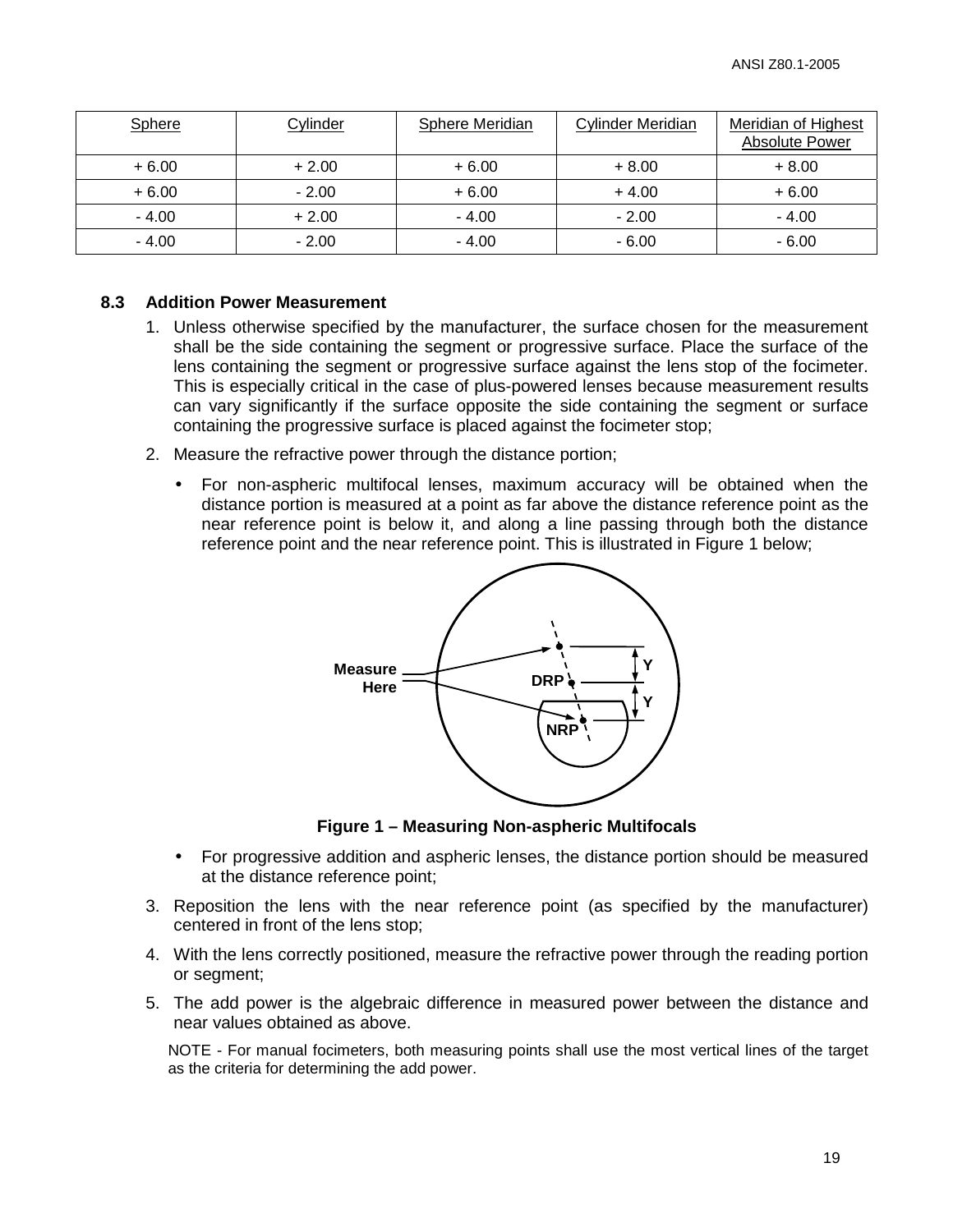| Sphere | Cylinder | Sphere Meridian | Cylinder Meridian | Meridian of Highest Absolute Power |
|---|---|---|---|---|
| + 6.00 | + 2.00 | + 6.00 | + 8.00 | + 8.00 |
| + 6.00 | - 2.00 | + 6.00 | + 4.00 | + 6.00 |
| - 4.00 | + 2.00 | - 4.00 | - 2.00 | - 4.00 |
| - 4.00 | - 2.00 | - 4.00 | - 6.00 | - 6.00 |

### 8.3 Addition Power Measurement

1. Unless otherwise specified by the manufacturer, the surface chosen for the measurement shall be the side containing the segment or progressive surface. Place the surface of the lens containing the segment or progressive surface against the lens stop of the focimeter. This is especially critical in the case of plus-powered lenses because measurement results can vary significantly if the surface opposite the side containing the segment or surface containing the progressive surface is placed against the focimeter stop;

2. Measure the refractive power through the distance portion;

   - For non-aspheric multifocal lenses, maximum accuracy will be obtained when the distance portion is measured at a point as far above the distance reference point as the near reference point is below it, and along a line passing through both the distance reference point and the near reference point. This is illustrated in Figure 1 below;

   Measure Here — DRP — NRP — Y — Y

   **Figure 1 – Measuring Non-aspheric Multifocals**

   - For progressive addition and aspheric lenses, the distance portion should be measured at the distance reference point;

3. Reposition the lens with the near reference point (as specified by the manufacturer) centered in front of the lens stop;

4. With the lens correctly positioned, measure the refractive power through the reading portion or segment;

5. The add power is the algebraic difference in measured power between the distance and near values obtained as above.

   NOTE - For manual focimeters, both measuring points shall use the most vertical lines of the target as the criteria for determining the add power.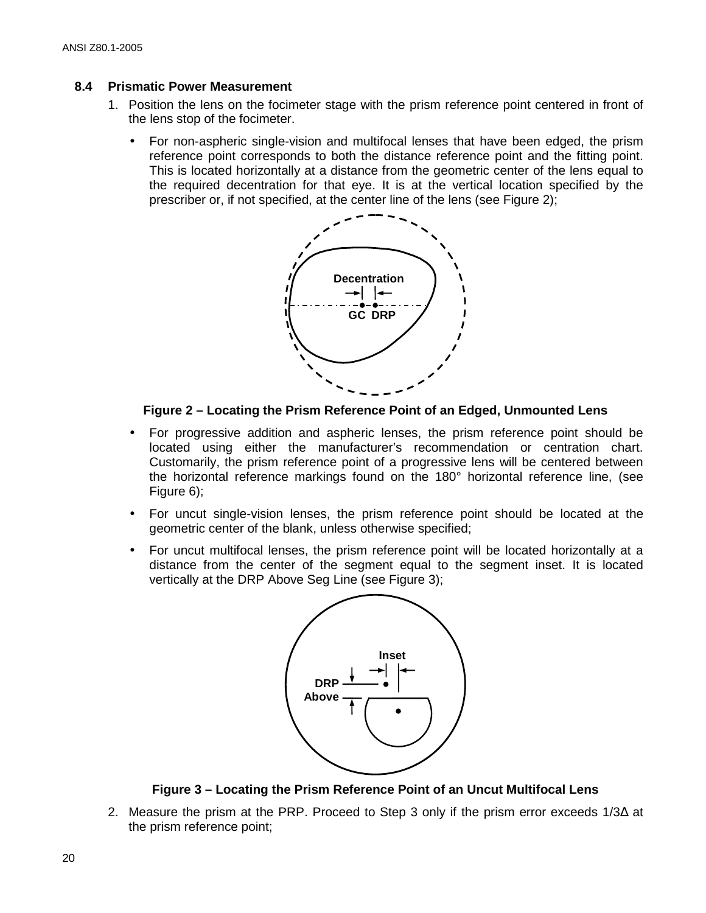### 8.4 Prismatic Power Measurement

1. Position the lens on the focimeter stage with the prism reference point centered in front of the lens stop of the focimeter.

   - For non-aspheric single-vision and multifocal lenses that have been edged, the prism reference point corresponds to both the distance reference point and the fitting point. This is located horizontally at a distance from the geometric center of the lens equal to the required decentration for that eye. It is at the vertical location specified by the prescriber or, if not specified, at the center line of the lens (see Figure 2);

   **Figure 2 – Locating the Prism Reference Point of an Edged, Unmounted Lens**

   - For progressive addition and aspheric lenses, the prism reference point should be located using either the manufacturer's recommendation or centration chart. Customarily, the prism reference point of a progressive lens will be centered between the horizontal reference markings found on the 180° horizontal reference line, (see Figure 6);
   - For uncut single-vision lenses, the prism reference point should be located at the geometric center of the blank, unless otherwise specified;
   - For uncut multifocal lenses, the prism reference point will be located horizontally at a distance from the center of the segment equal to the segment inset. It is located vertically at the DRP Above Seg Line (see Figure 3);

   **Figure 3 – Locating the Prism Reference Point of an Uncut Multifocal Lens**

2. Measure the prism at the PRP. Proceed to Step 3 only if the prism error exceeds 1/3Δ at the prism reference point;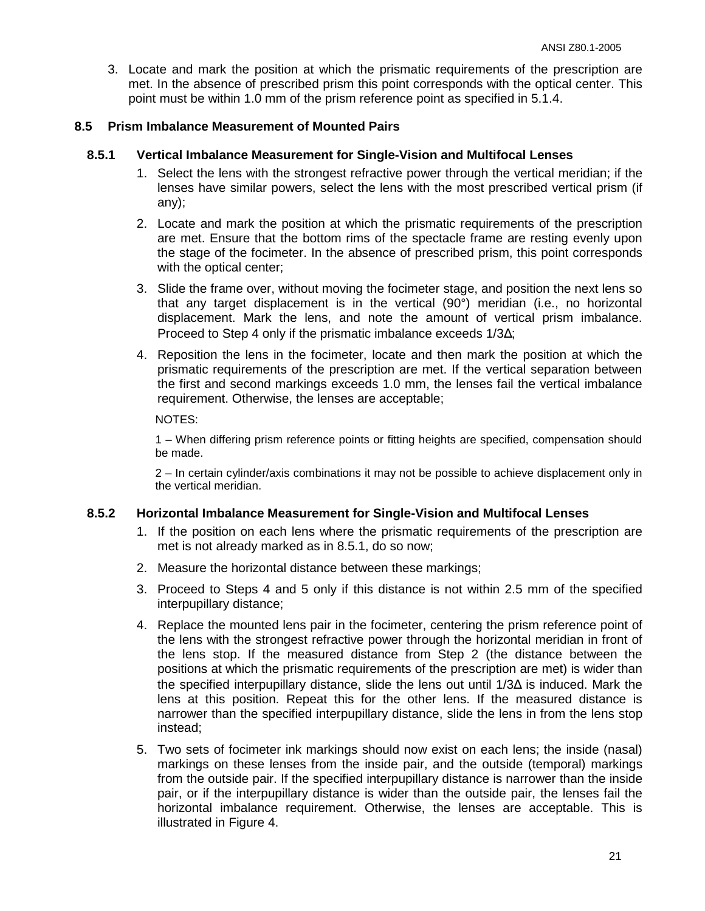3. Locate and mark the position at which the prismatic requirements of the prescription are met. In the absence of prescribed prism this point corresponds with the optical center. This point must be within 1.0 mm of the prism reference point as specified in 5.1.4.

### 8.5 Prism Imbalance Measurement of Mounted Pairs

#### 8.5.1 Vertical Imbalance Measurement for Single-Vision and Multifocal Lenses

1. Select the lens with the strongest refractive power through the vertical meridian; if the lenses have similar powers, select the lens with the most prescribed vertical prism (if any);
2. Locate and mark the position at which the prismatic requirements of the prescription are met. Ensure that the bottom rims of the spectacle frame are resting evenly upon the stage of the focimeter. In the absence of prescribed prism, this point corresponds with the optical center;
3. Slide the frame over, without moving the focimeter stage, and position the next lens so that any target displacement is in the vertical (90°) meridian (i.e., no horizontal displacement. Mark the lens, and note the amount of vertical prism imbalance. Proceed to Step 4 only if the prismatic imbalance exceeds 1/3Δ;
4. Reposition the lens in the focimeter, locate and then mark the position at which the prismatic requirements of the prescription are met. If the vertical separation between the first and second markings exceeds 1.0 mm, the lenses fail the vertical imbalance requirement. Otherwise, the lenses are acceptable;

NOTES:

1 – When differing prism reference points or fitting heights are specified, compensation should be made.

2 – In certain cylinder/axis combinations it may not be possible to achieve displacement only in the vertical meridian.

#### 8.5.2 Horizontal Imbalance Measurement for Single-Vision and Multifocal Lenses

1. If the position on each lens where the prismatic requirements of the prescription are met is not already marked as in 8.5.1, do so now;
2. Measure the horizontal distance between these markings;
3. Proceed to Steps 4 and 5 only if this distance is not within 2.5 mm of the specified interpupillary distance;
4. Replace the mounted lens pair in the focimeter, centering the prism reference point of the lens with the strongest refractive power through the horizontal meridian in front of the lens stop. If the measured distance from Step 2 (the distance between the positions at which the prismatic requirements of the prescription are met) is wider than the specified interpupillary distance, slide the lens out until 1/3Δ is induced. Mark the lens at this position. Repeat this for the other lens. If the measured distance is narrower than the specified interpupillary distance, slide the lens in from the lens stop instead;
5. Two sets of focimeter ink markings should now exist on each lens; the inside (nasal) markings on these lenses from the inside pair, and the outside (temporal) markings from the outside pair. If the specified interpupillary distance is narrower than the inside pair, or if the interpupillary distance is wider than the outside pair, the lenses fail the horizontal imbalance requirement. Otherwise, the lenses are acceptable. This is illustrated in Figure 4.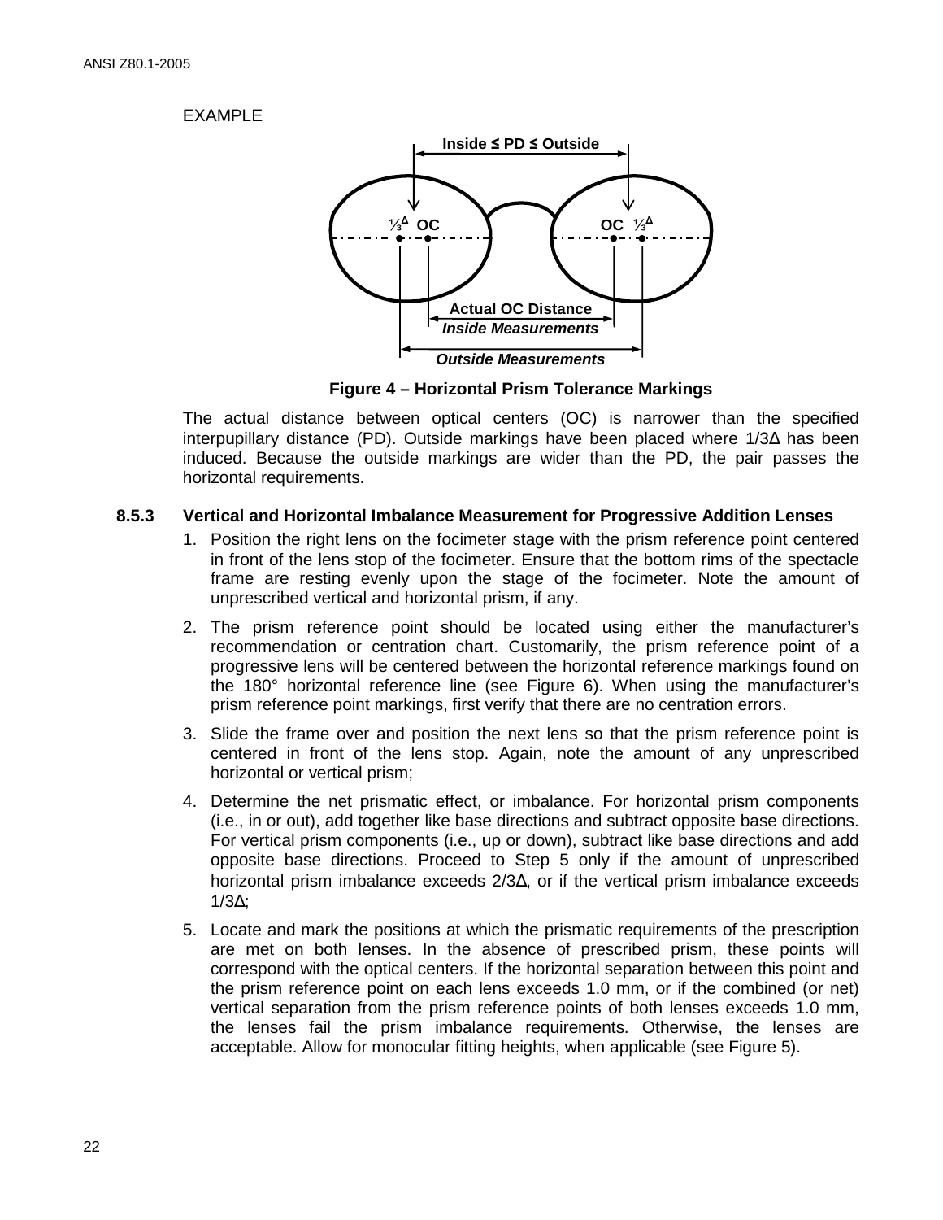EXAMPLE

Inside ≤ PD ≤ Outside

⅓Δ OC &nbsp;&nbsp;&nbsp;&nbsp;&nbsp;&nbsp;&nbsp;&nbsp; OC ⅓Δ

Actual OC Distance

*Inside Measurements*

*Outside Measurements*

**Figure 4 – Horizontal Prism Tolerance Markings**

The actual distance between optical centers (OC) is narrower than the specified interpupillary distance (PD). Outside markings have been placed where 1/3Δ has been induced. Because the outside markings are wider than the PD, the pair passes the horizontal requirements.

### 8.5.3 Vertical and Horizontal Imbalance Measurement for Progressive Addition Lenses

1. Position the right lens on the focimeter stage with the prism reference point centered in front of the lens stop of the focimeter. Ensure that the bottom rims of the spectacle frame are resting evenly upon the stage of the focimeter. Note the amount of unprescribed vertical and horizontal prism, if any.
2. The prism reference point should be located using either the manufacturer's recommendation or centration chart. Customarily, the prism reference point of a progressive lens will be centered between the horizontal reference markings found on the 180° horizontal reference line (see Figure 6). When using the manufacturer's prism reference point markings, first verify that there are no centration errors.
3. Slide the frame over and position the next lens so that the prism reference point is centered in front of the lens stop. Again, note the amount of any unprescribed horizontal or vertical prism;
4. Determine the net prismatic effect, or imbalance. For horizontal prism components (i.e., in or out), add together like base directions and subtract opposite base directions. For vertical prism components (i.e., up or down), subtract like base directions and add opposite base directions. Proceed to Step 5 only if the amount of unprescribed horizontal prism imbalance exceeds 2/3Δ, or if the vertical prism imbalance exceeds 1/3Δ;
5. Locate and mark the positions at which the prismatic requirements of the prescription are met on both lenses. In the absence of prescribed prism, these points will correspond with the optical centers. If the horizontal separation between this point and the prism reference point on each lens exceeds 1.0 mm, or if the combined (or net) vertical separation from the prism reference points of both lenses exceeds 1.0 mm, the lenses fail the prism imbalance requirements. Otherwise, the lenses are acceptable. Allow for monocular fitting heights, when applicable (see Figure 5).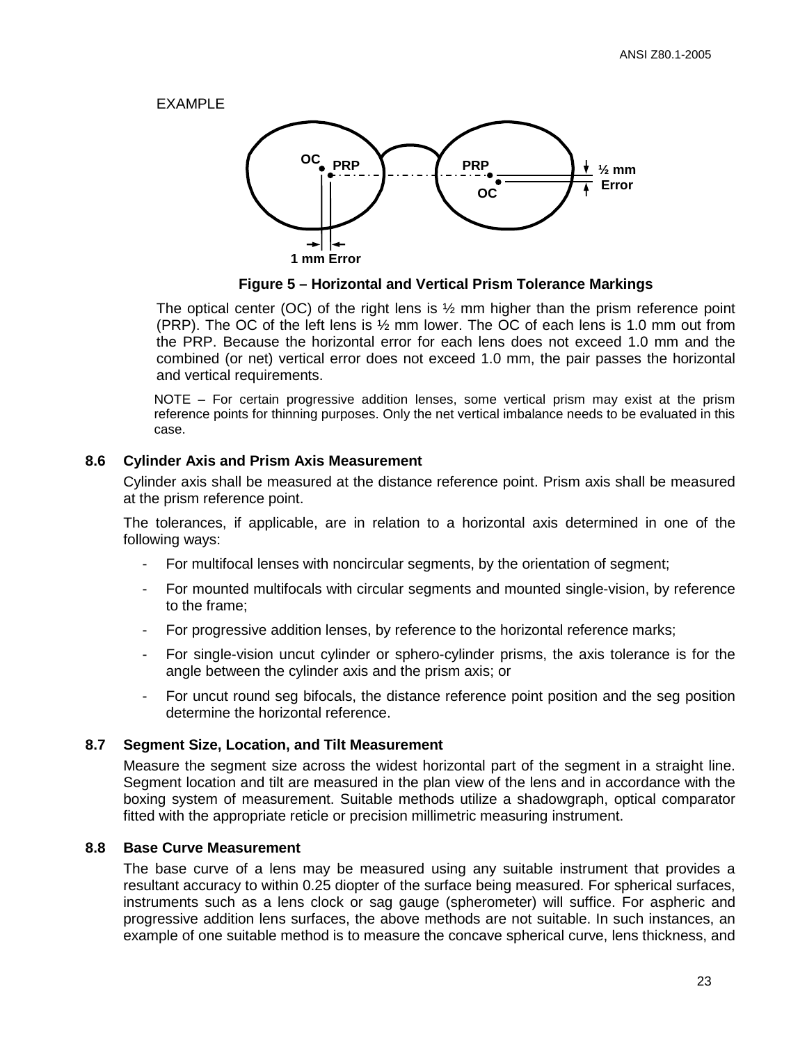EXAMPLE

**Figure 5 – Horizontal and Vertical Prism Tolerance Markings**

The optical center (OC) of the right lens is ½ mm higher than the prism reference point (PRP). The OC of the left lens is ½ mm lower. The OC of each lens is 1.0 mm out from the PRP. Because the horizontal error for each lens does not exceed 1.0 mm and the combined (or net) vertical error does not exceed 1.0 mm, the pair passes the horizontal and vertical requirements.

NOTE – For certain progressive addition lenses, some vertical prism may exist at the prism reference points for thinning purposes. Only the net vertical imbalance needs to be evaluated in this case.

### 8.6 Cylinder Axis and Prism Axis Measurement

Cylinder axis shall be measured at the distance reference point. Prism axis shall be measured at the prism reference point.

The tolerances, if applicable, are in relation to a horizontal axis determined in one of the following ways:

- For multifocal lenses with noncircular segments, by the orientation of segment;
- For mounted multifocals with circular segments and mounted single-vision, by reference to the frame;
- For progressive addition lenses, by reference to the horizontal reference marks;
- For single-vision uncut cylinder or sphero-cylinder prisms, the axis tolerance is for the angle between the cylinder axis and the prism axis; or
- For uncut round seg bifocals, the distance reference point position and the seg position determine the horizontal reference.

### 8.7 Segment Size, Location, and Tilt Measurement

Measure the segment size across the widest horizontal part of the segment in a straight line. Segment location and tilt are measured in the plan view of the lens and in accordance with the boxing system of measurement. Suitable methods utilize a shadowgraph, optical comparator fitted with the appropriate reticle or precision millimetric measuring instrument.

### 8.8 Base Curve Measurement

The base curve of a lens may be measured using any suitable instrument that provides a resultant accuracy to within 0.25 diopter of the surface being measured. For spherical surfaces, instruments such as a lens clock or sag gauge (spherometer) will suffice. For aspheric and progressive addition lens surfaces, the above methods are not suitable. In such instances, an example of one suitable method is to measure the concave spherical curve, lens thickness, and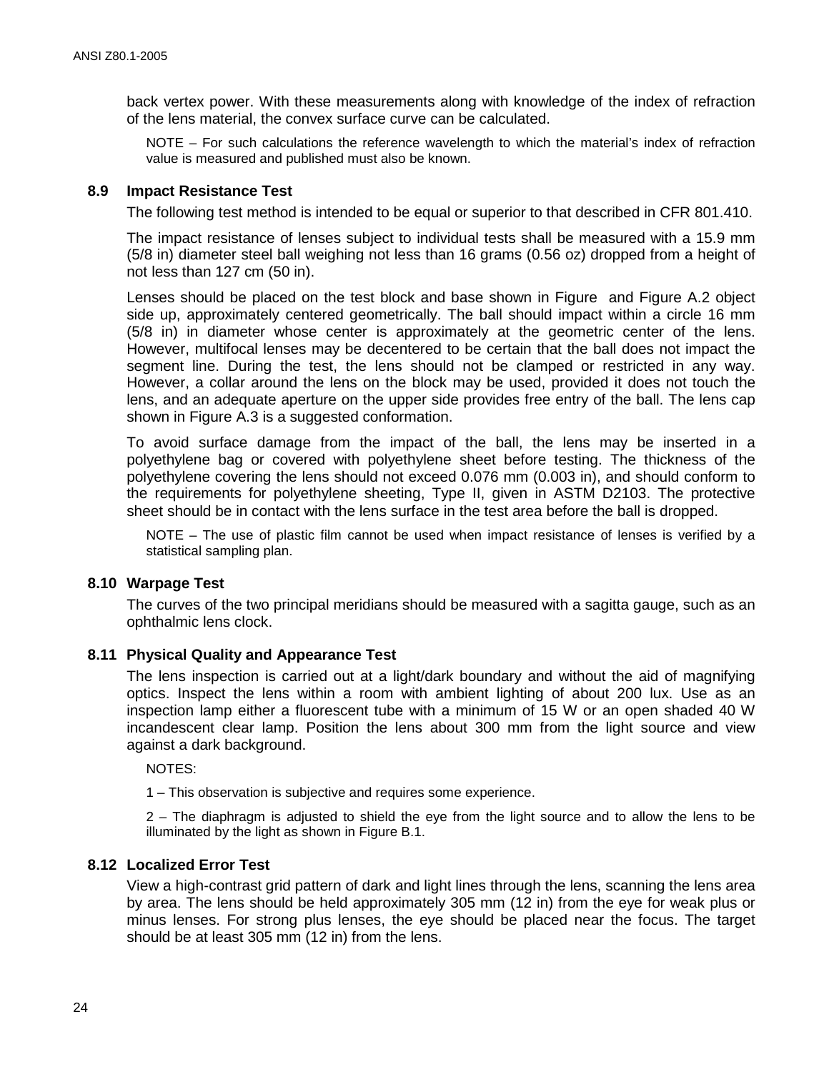back vertex power. With these measurements along with knowledge of the index of refraction of the lens material, the convex surface curve can be calculated.

NOTE – For such calculations the reference wavelength to which the material's index of refraction value is measured and published must also be known.

### 8.9 Impact Resistance Test

The following test method is intended to be equal or superior to that described in CFR 801.410.

The impact resistance of lenses subject to individual tests shall be measured with a 15.9 mm (5/8 in) diameter steel ball weighing not less than 16 grams (0.56 oz) dropped from a height of not less than 127 cm (50 in).

Lenses should be placed on the test block and base shown in Figure  and Figure A.2 object side up, approximately centered geometrically. The ball should impact within a circle 16 mm (5/8 in) in diameter whose center is approximately at the geometric center of the lens. However, multifocal lenses may be decentered to be certain that the ball does not impact the segment line. During the test, the lens should not be clamped or restricted in any way. However, a collar around the lens on the block may be used, provided it does not touch the lens, and an adequate aperture on the upper side provides free entry of the ball. The lens cap shown in Figure A.3 is a suggested conformation.

To avoid surface damage from the impact of the ball, the lens may be inserted in a polyethylene bag or covered with polyethylene sheet before testing. The thickness of the polyethylene covering the lens should not exceed 0.076 mm (0.003 in), and should conform to the requirements for polyethylene sheeting, Type II, given in ASTM D2103. The protective sheet should be in contact with the lens surface in the test area before the ball is dropped.

NOTE – The use of plastic film cannot be used when impact resistance of lenses is verified by a statistical sampling plan.

### 8.10 Warpage Test

The curves of the two principal meridians should be measured with a sagitta gauge, such as an ophthalmic lens clock.

### 8.11 Physical Quality and Appearance Test

The lens inspection is carried out at a light/dark boundary and without the aid of magnifying optics. Inspect the lens within a room with ambient lighting of about 200 lux. Use as an inspection lamp either a fluorescent tube with a minimum of 15 W or an open shaded 40 W incandescent clear lamp. Position the lens about 300 mm from the light source and view against a dark background.

NOTES:

1 – This observation is subjective and requires some experience.

2 – The diaphragm is adjusted to shield the eye from the light source and to allow the lens to be illuminated by the light as shown in Figure B.1.

### 8.12 Localized Error Test

View a high-contrast grid pattern of dark and light lines through the lens, scanning the lens area by area. The lens should be held approximately 305 mm (12 in) from the eye for weak plus or minus lenses. For strong plus lenses, the eye should be placed near the focus. The target should be at least 305 mm (12 in) from the lens.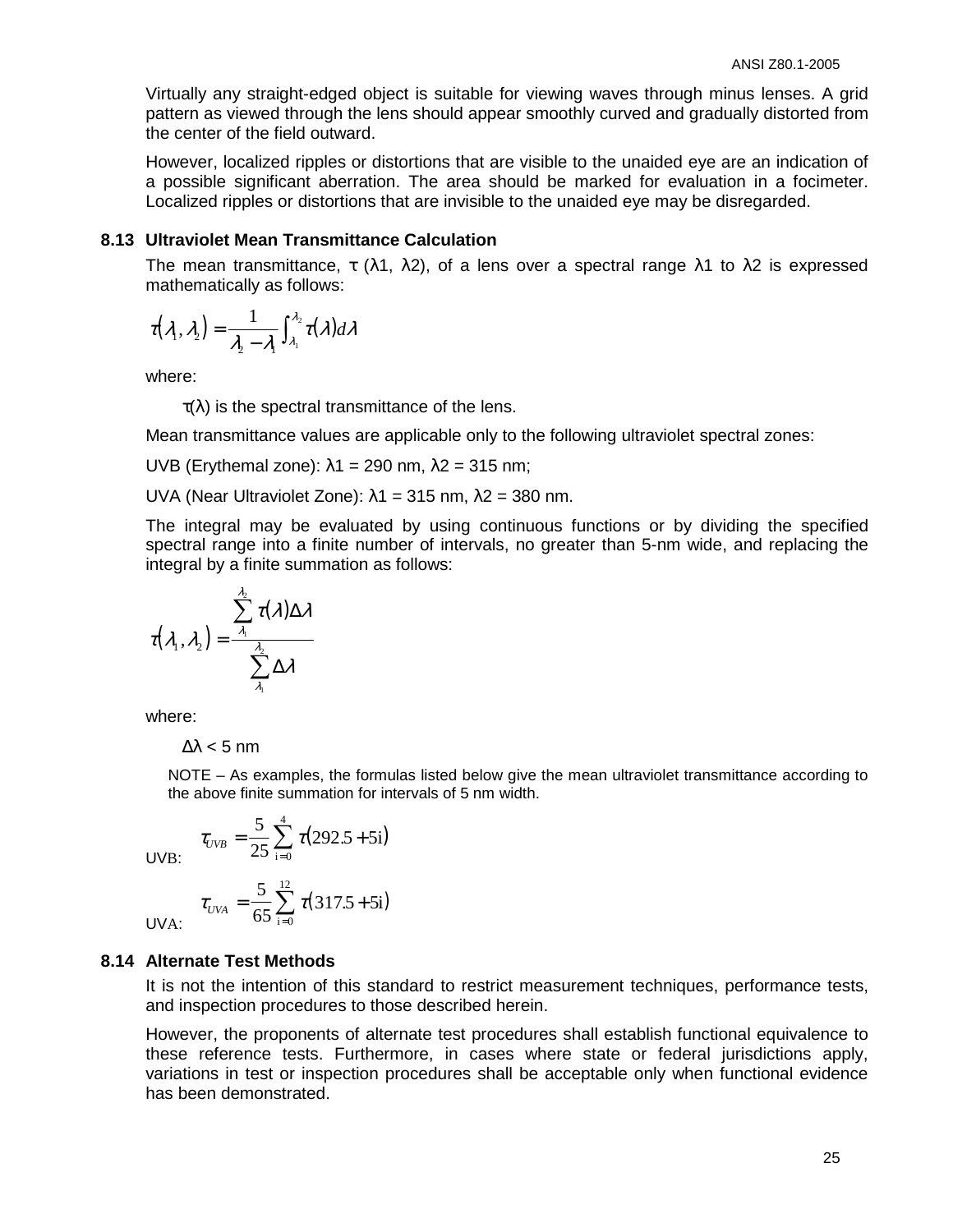Virtually any straight-edged object is suitable for viewing waves through minus lenses. A grid pattern as viewed through the lens should appear smoothly curved and gradually distorted from the center of the field outward.

However, localized ripples or distortions that are visible to the unaided eye are an indication of a possible significant aberration. The area should be marked for evaluation in a focimeter. Localized ripples or distortions that are invisible to the unaided eye may be disregarded.

### 8.13 Ultraviolet Mean Transmittance Calculation

The mean transmittance, τ (λ1, λ2), of a lens over a spectral range λ1 to λ2 is expressed mathematically as follows:

$$\tau(\lambda_1, \lambda_2) = \frac{1}{\lambda_2 - \lambda_1} \int_{\lambda_1}^{\lambda_2} \tau(\lambda) d\lambda$$

where:

$\tau(\lambda)$ is the spectral transmittance of the lens.

Mean transmittance values are applicable only to the following ultraviolet spectral zones:

UVB (Erythemal zone): λ1 = 290 nm, λ2 = 315 nm;

UVA (Near Ultraviolet Zone): λ1 = 315 nm, λ2 = 380 nm.

The integral may be evaluated by using continuous functions or by dividing the specified spectral range into a finite number of intervals, no greater than 5-nm wide, and replacing the integral by a finite summation as follows:

$$\tau(\lambda_1, \lambda_2) = \frac{\sum_{\lambda_1}^{\lambda_2} \tau(\lambda) \Delta\lambda}{\sum_{\lambda_1}^{\lambda_2} \Delta\lambda}$$

where:

$\Delta\lambda < 5$ nm

NOTE – As examples, the formulas listed below give the mean ultraviolet transmittance according to the above finite summation for intervals of 5 nm width.

UVB: $$\tau_{UVB} = \frac{5}{25} \sum_{i=0}^{4} \tau(292.5 + 5i)$$

UVA: $$\tau_{UVA} = \frac{5}{65} \sum_{i=0}^{12} \tau(317.5 + 5i)$$

### 8.14 Alternate Test Methods

It is not the intention of this standard to restrict measurement techniques, performance tests, and inspection procedures to those described herein.

However, the proponents of alternate test procedures shall establish functional equivalence to these reference tests. Furthermore, in cases where state or federal jurisdictions apply, variations in test or inspection procedures shall be acceptable only when functional evidence has been demonstrated.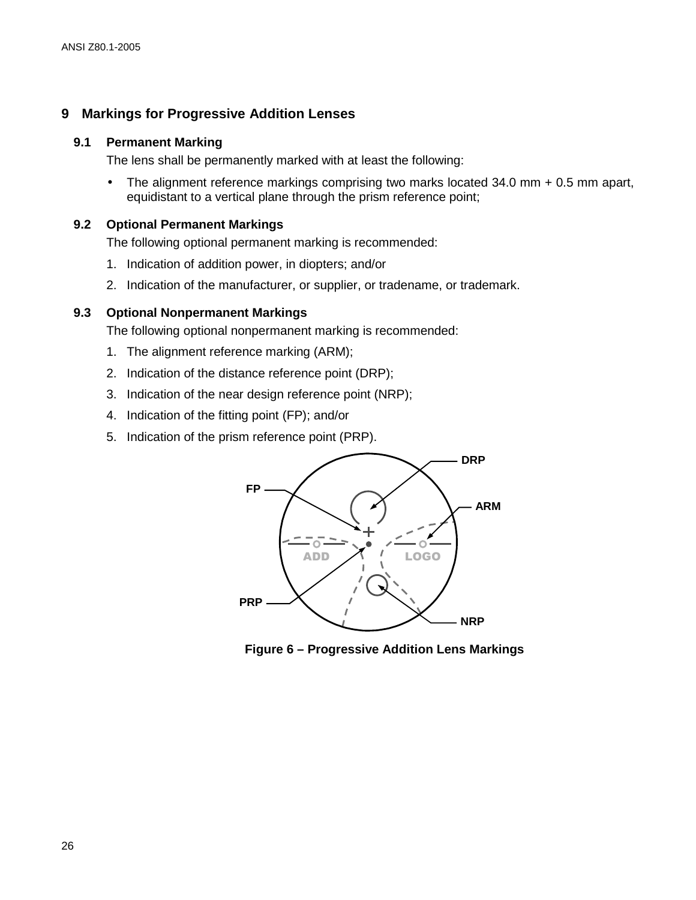## 9 Markings for Progressive Addition Lenses

### 9.1 Permanent Marking

The lens shall be permanently marked with at least the following:

- The alignment reference markings comprising two marks located 34.0 mm + 0.5 mm apart, equidistant to a vertical plane through the prism reference point;

### 9.2 Optional Permanent Markings

The following optional permanent marking is recommended:

1. Indication of addition power, in diopters; and/or
2. Indication of the manufacturer, or supplier, or tradename, or trademark.

### 9.3 Optional Nonpermanent Markings

The following optional nonpermanent marking is recommended:

1. The alignment reference marking (ARM);
2. Indication of the distance reference point (DRP);
3. Indication of the near design reference point (NRP);
4. Indication of the fitting point (FP); and/or
5. Indication of the prism reference point (PRP).

**Figure 6 – Progressive Addition Lens Markings**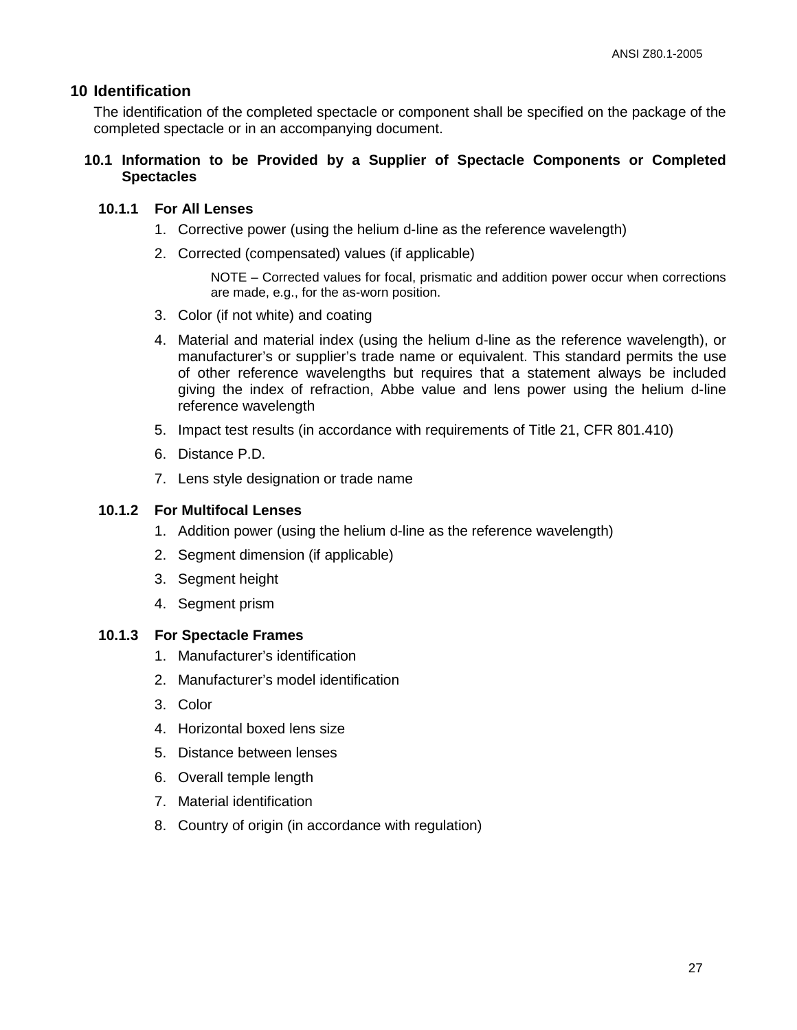# 10 Identification

The identification of the completed spectacle or component shall be specified on the package of the completed spectacle or in an accompanying document.

## 10.1 Information to be Provided by a Supplier of Spectacle Components or Completed Spectacles

### 10.1.1 For All Lenses

1. Corrective power (using the helium d-line as the reference wavelength)
2. Corrected (compensated) values (if applicable)

   NOTE – Corrected values for focal, prismatic and addition power occur when corrections are made, e.g., for the as-worn position.

3. Color (if not white) and coating
4. Material and material index (using the helium d-line as the reference wavelength), or manufacturer's or supplier's trade name or equivalent. This standard permits the use of other reference wavelengths but requires that a statement always be included giving the index of refraction, Abbe value and lens power using the helium d-line reference wavelength
5. Impact test results (in accordance with requirements of Title 21, CFR 801.410)
6. Distance P.D.
7. Lens style designation or trade name

### 10.1.2 For Multifocal Lenses

1. Addition power (using the helium d-line as the reference wavelength)
2. Segment dimension (if applicable)
3. Segment height
4. Segment prism

### 10.1.3 For Spectacle Frames

1. Manufacturer's identification
2. Manufacturer's model identification
3. Color
4. Horizontal boxed lens size
5. Distance between lenses
6. Overall temple length
7. Material identification
8. Country of origin (in accordance with regulation)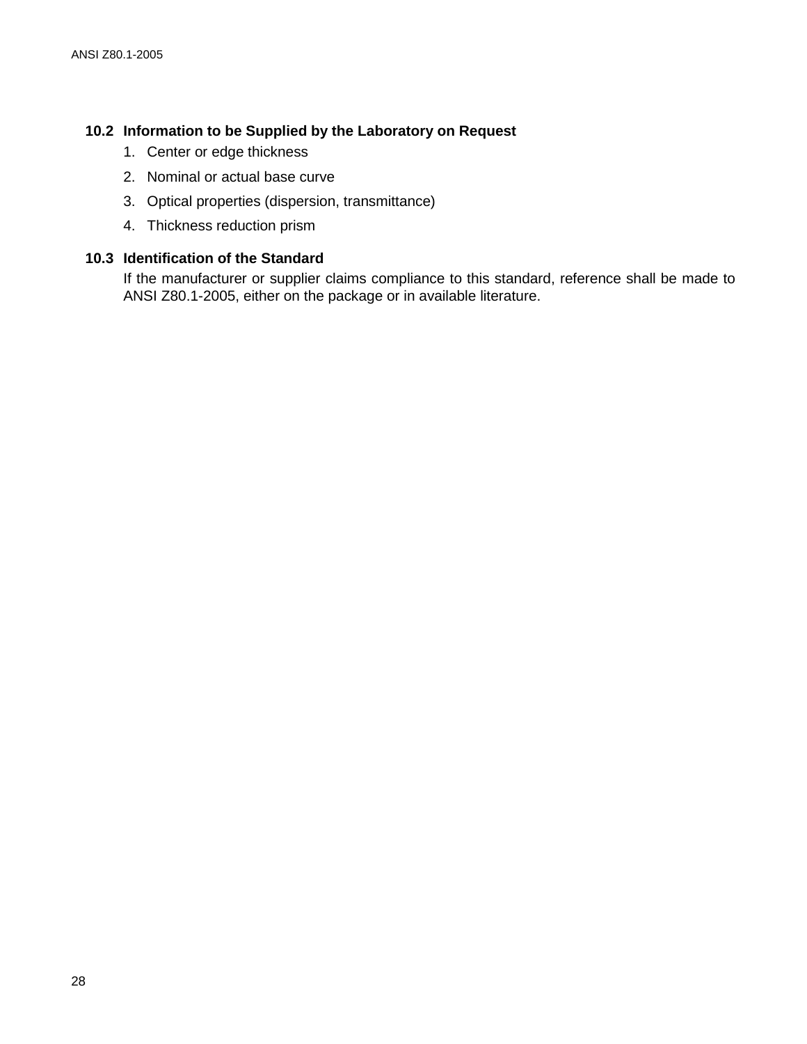### 10.2 Information to be Supplied by the Laboratory on Request

1. Center or edge thickness
2. Nominal or actual base curve
3. Optical properties (dispersion, transmittance)
4. Thickness reduction prism

### 10.3 Identification of the Standard

If the manufacturer or supplier claims compliance to this standard, reference shall be made to ANSI Z80.1-2005, either on the package or in available literature.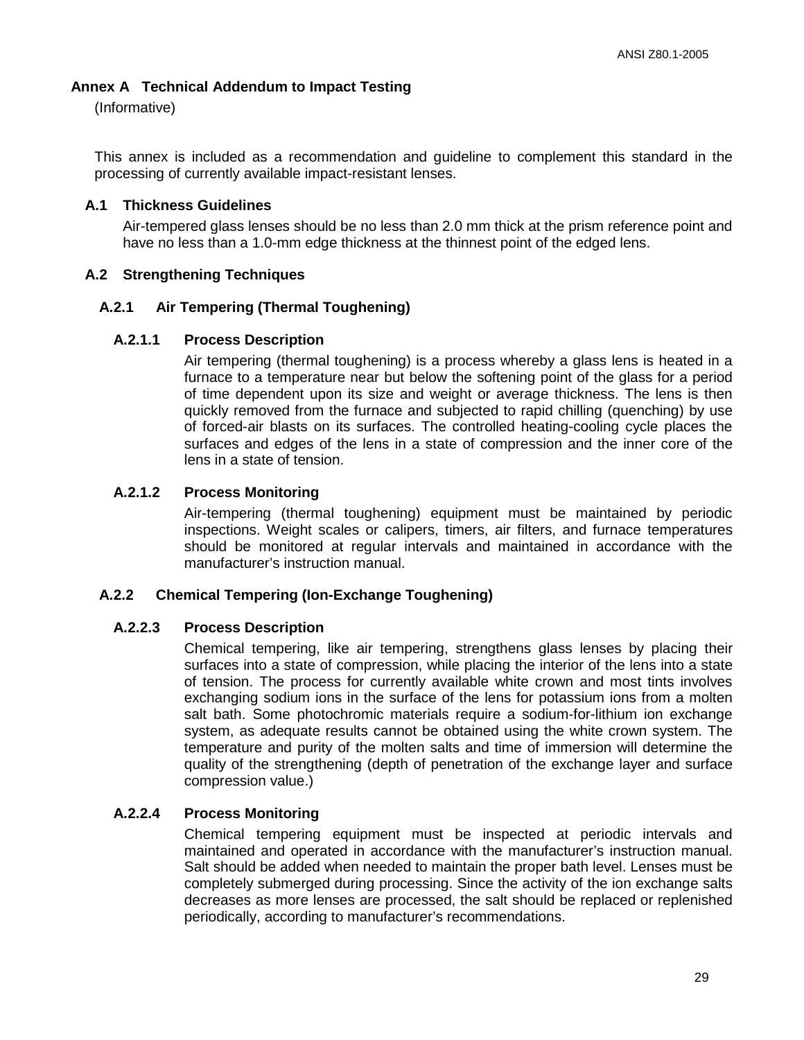## Annex A Technical Addendum to Impact Testing

(Informative)

This annex is included as a recommendation and guideline to complement this standard in the processing of currently available impact-resistant lenses.

### A.1 Thickness Guidelines

Air-tempered glass lenses should be no less than 2.0 mm thick at the prism reference point and have no less than a 1.0-mm edge thickness at the thinnest point of the edged lens.

### A.2 Strengthening Techniques

#### A.2.1 Air Tempering (Thermal Toughening)

##### A.2.1.1 Process Description

Air tempering (thermal toughening) is a process whereby a glass lens is heated in a furnace to a temperature near but below the softening point of the glass for a period of time dependent upon its size and weight or average thickness. The lens is then quickly removed from the furnace and subjected to rapid chilling (quenching) by use of forced-air blasts on its surfaces. The controlled heating-cooling cycle places the surfaces and edges of the lens in a state of compression and the inner core of the lens in a state of tension.

##### A.2.1.2 Process Monitoring

Air-tempering (thermal toughening) equipment must be maintained by periodic inspections. Weight scales or calipers, timers, air filters, and furnace temperatures should be monitored at regular intervals and maintained in accordance with the manufacturer's instruction manual.

#### A.2.2 Chemical Tempering (Ion-Exchange Toughening)

##### A.2.2.3 Process Description

Chemical tempering, like air tempering, strengthens glass lenses by placing their surfaces into a state of compression, while placing the interior of the lens into a state of tension. The process for currently available white crown and most tints involves exchanging sodium ions in the surface of the lens for potassium ions from a molten salt bath. Some photochromic materials require a sodium-for-lithium ion exchange system, as adequate results cannot be obtained using the white crown system. The temperature and purity of the molten salts and time of immersion will determine the quality of the strengthening (depth of penetration of the exchange layer and surface compression value.)

##### A.2.2.4 Process Monitoring

Chemical tempering equipment must be inspected at periodic intervals and maintained and operated in accordance with the manufacturer's instruction manual. Salt should be added when needed to maintain the proper bath level. Lenses must be completely submerged during processing. Since the activity of the ion exchange salts decreases as more lenses are processed, the salt should be replaced or replenished periodically, according to manufacturer's recommendations.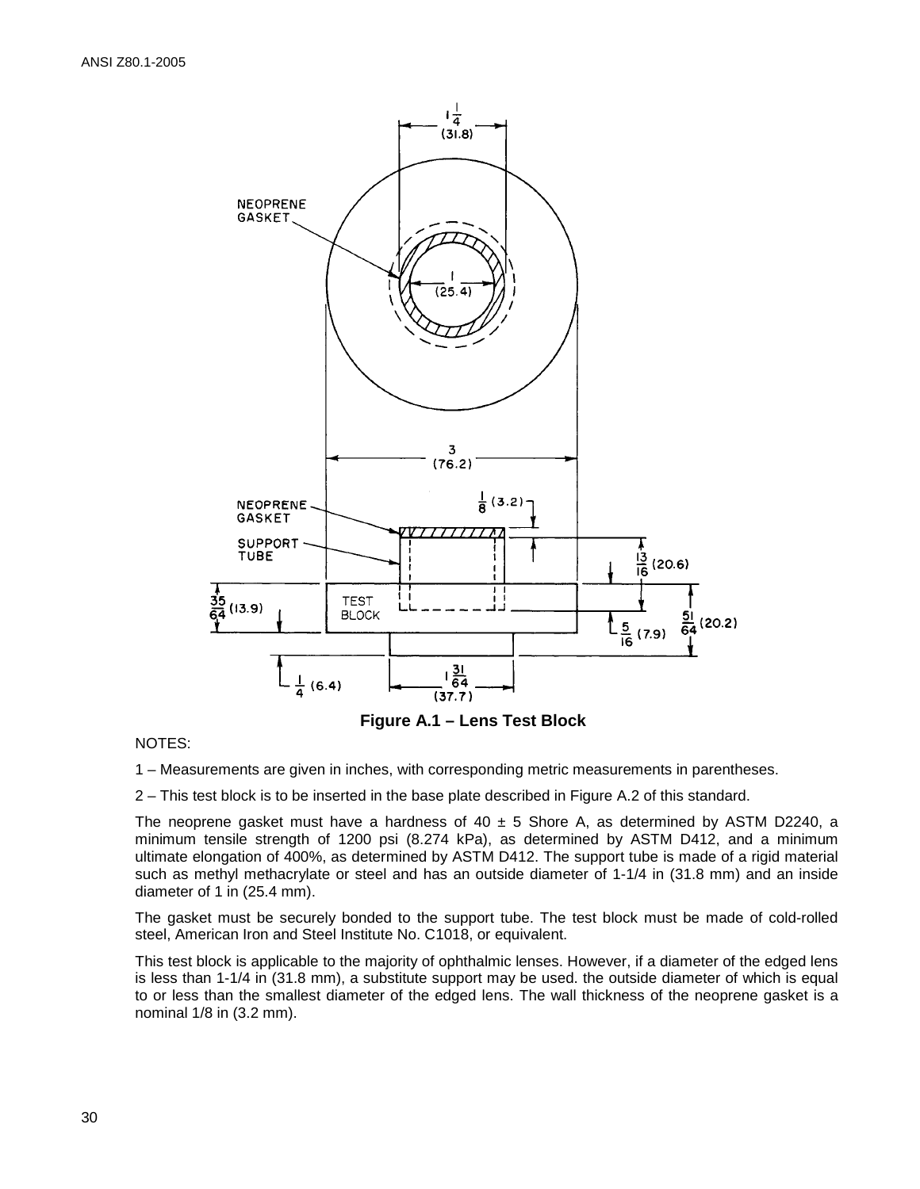**Figure A.1 – Lens Test Block**

NOTES:

1 – Measurements are given in inches, with corresponding metric measurements in parentheses.

2 – This test block is to be inserted in the base plate described in Figure A.2 of this standard.

The neoprene gasket must have a hardness of 40 ± 5 Shore A, as determined by ASTM D2240, a minimum tensile strength of 1200 psi (8.274 kPa), as determined by ASTM D412, and a minimum ultimate elongation of 400%, as determined by ASTM D412. The support tube is made of a rigid material such as methyl methacrylate or steel and has an outside diameter of 1-1/4 in (31.8 mm) and an inside diameter of 1 in (25.4 mm).

The gasket must be securely bonded to the support tube. The test block must be made of cold-rolled steel, American Iron and Steel Institute No. C1018, or equivalent.

This test block is applicable to the majority of ophthalmic lenses. However, if a diameter of the edged lens is less than 1-1/4 in (31.8 mm), a substitute support may be used. the outside diameter of which is equal to or less than the smallest diameter of the edged lens. The wall thickness of the neoprene gasket is a nominal 1/8 in (3.2 mm).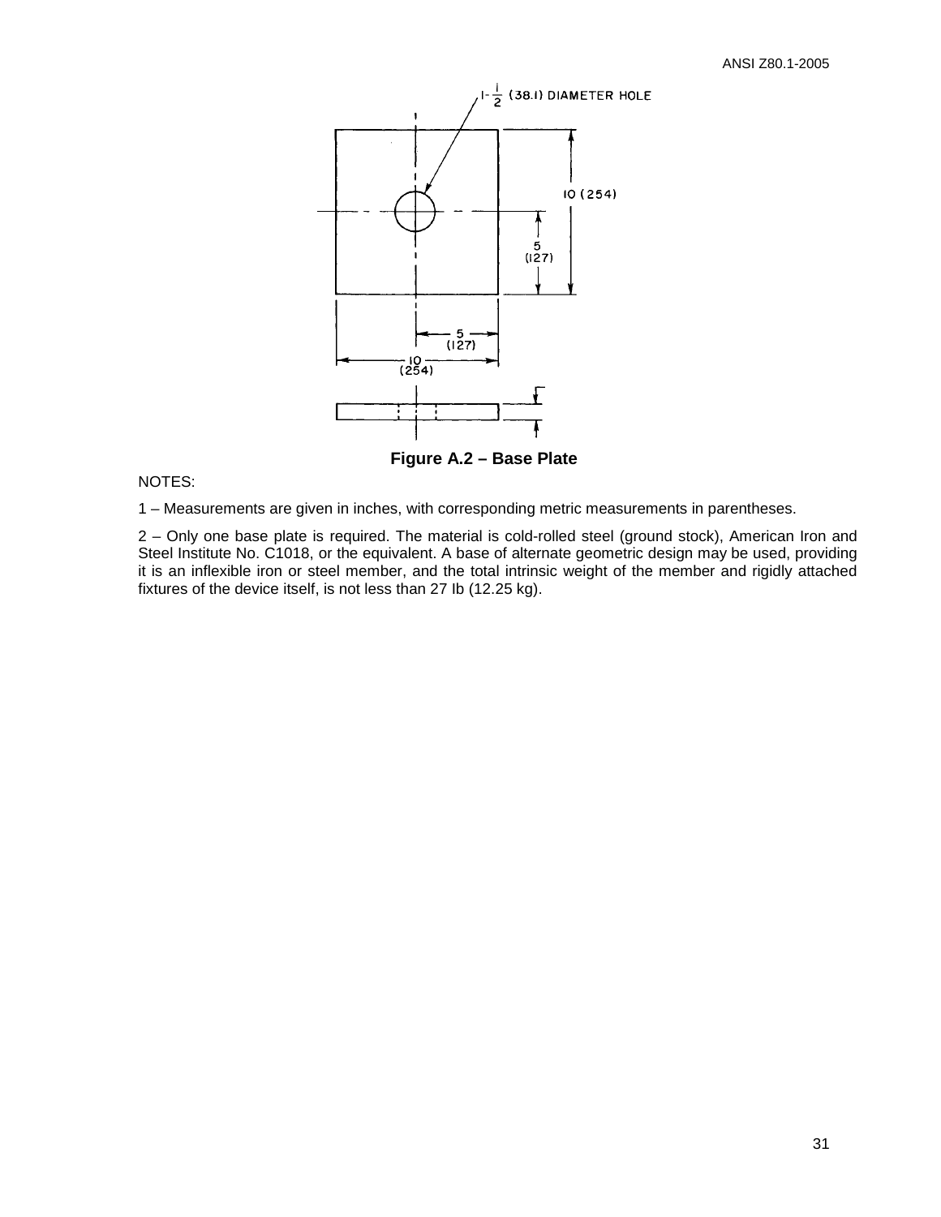**Figure A.2 – Base Plate**

NOTES:

1 – Measurements are given in inches, with corresponding metric measurements in parentheses.

2 – Only one base plate is required. The material is cold-rolled steel (ground stock), American Iron and Steel Institute No. C1018, or the equivalent. A base of alternate geometric design may be used, providing it is an inflexible iron or steel member, and the total intrinsic weight of the member and rigidly attached fixtures of the device itself, is not less than 27 lb (12.25 kg).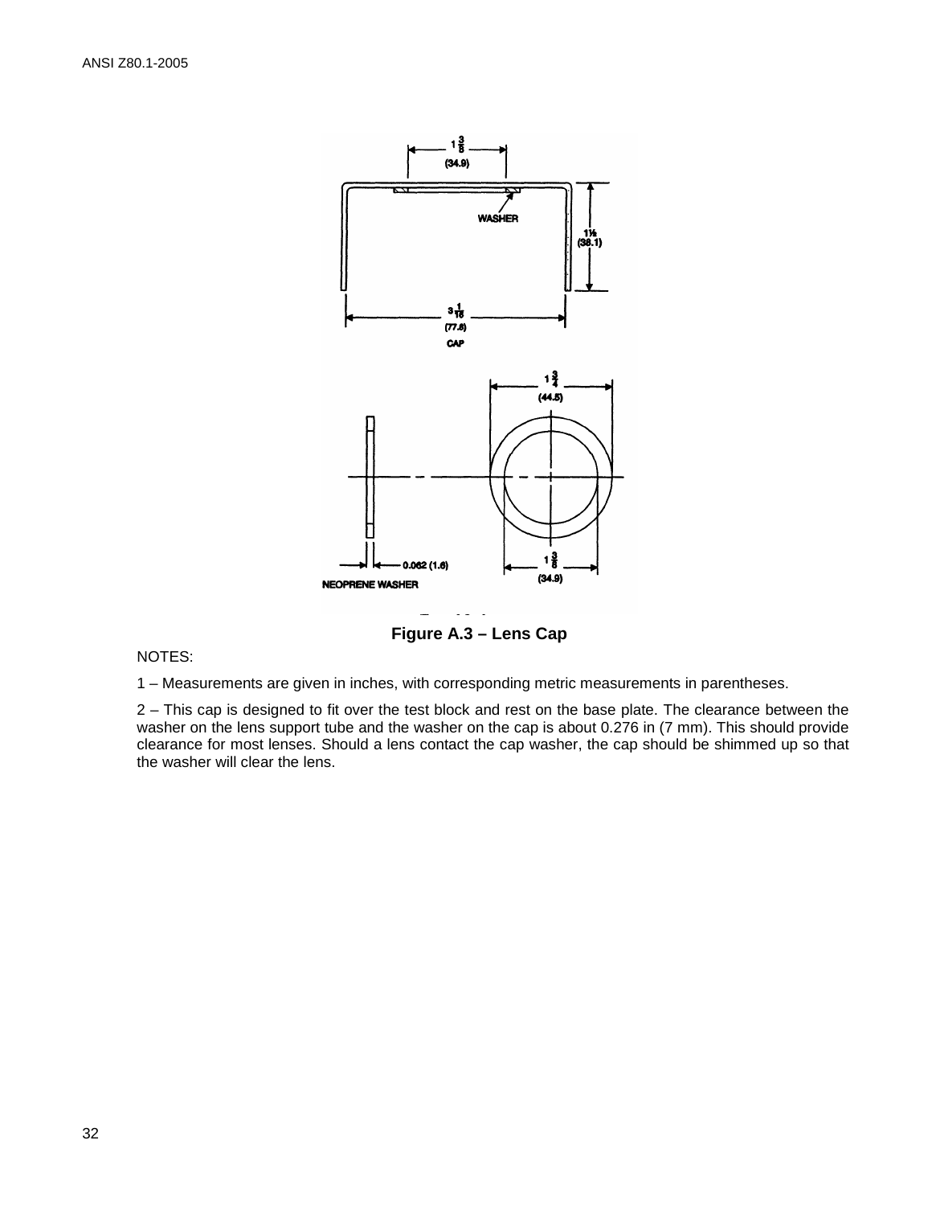**Figure A.3 – Lens Cap**

NOTES:

1 – Measurements are given in inches, with corresponding metric measurements in parentheses.

2 – This cap is designed to fit over the test block and rest on the base plate. The clearance between the washer on the lens support tube and the washer on the cap is about 0.276 in (7 mm). This should provide clearance for most lenses. Should a lens contact the cap washer, the cap should be shimmed up so that the washer will clear the lens.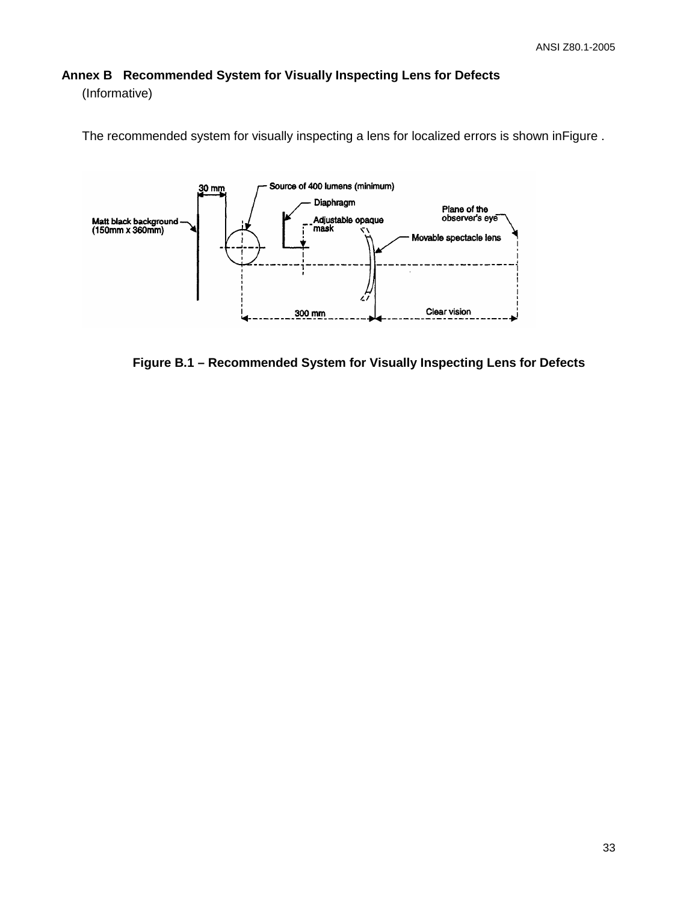# Annex B Recommended System for Visually Inspecting Lens for Defects

(Informative)

The recommended system for visually inspecting a lens for localized errors is shown inFigure .

**Figure B.1 – Recommended System for Visually Inspecting Lens for Defects**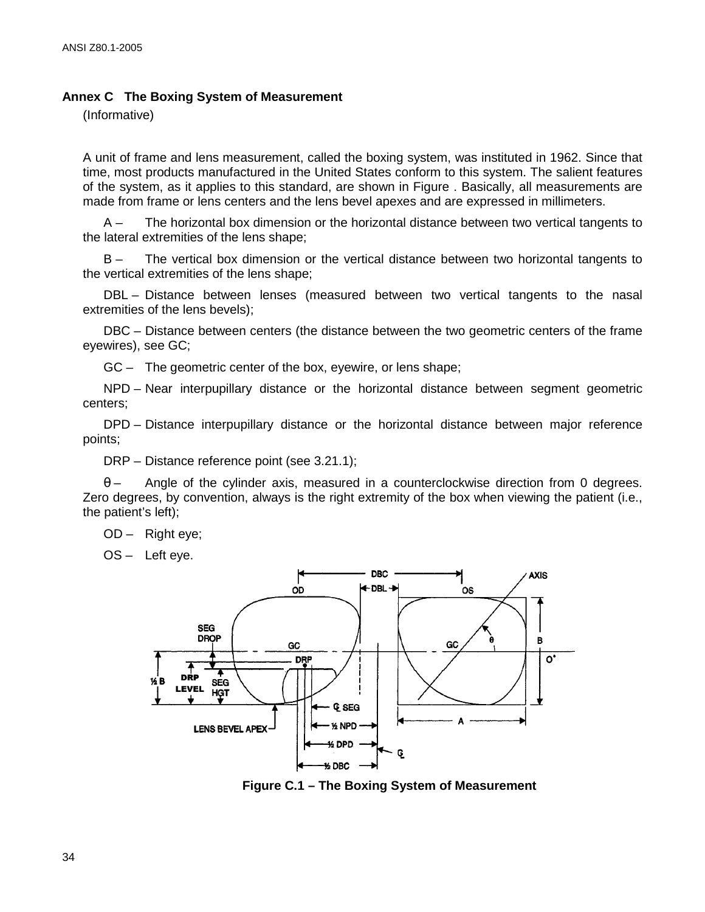# Annex C The Boxing System of Measurement

(Informative)

A unit of frame and lens measurement, called the boxing system, was instituted in 1962. Since that time, most products manufactured in the United States conform to this system. The salient features of the system, as it applies to this standard, are shown in Figure . Basically, all measurements are made from frame or lens centers and the lens bevel apexes and are expressed in millimeters.

A – The horizontal box dimension or the horizontal distance between two vertical tangents to the lateral extremities of the lens shape;

B – The vertical box dimension or the vertical distance between two horizontal tangents to the vertical extremities of the lens shape;

DBL – Distance between lenses (measured between two vertical tangents to the nasal extremities of the lens bevels);

DBC – Distance between centers (the distance between the two geometric centers of the frame eyewires), see GC;

GC – The geometric center of the box, eyewire, or lens shape;

NPD – Near interpupillary distance or the horizontal distance between segment geometric centers;

DPD – Distance interpupillary distance or the horizontal distance between major reference points;

DRP – Distance reference point (see 3.21.1);

θ – Angle of the cylinder axis, measured in a counterclockwise direction from 0 degrees. Zero degrees, by convention, always is the right extremity of the box when viewing the patient (i.e., the patient's left);

OD – Right eye;

OS – Left eye.

Figure C.1 – The Boxing System of Measurement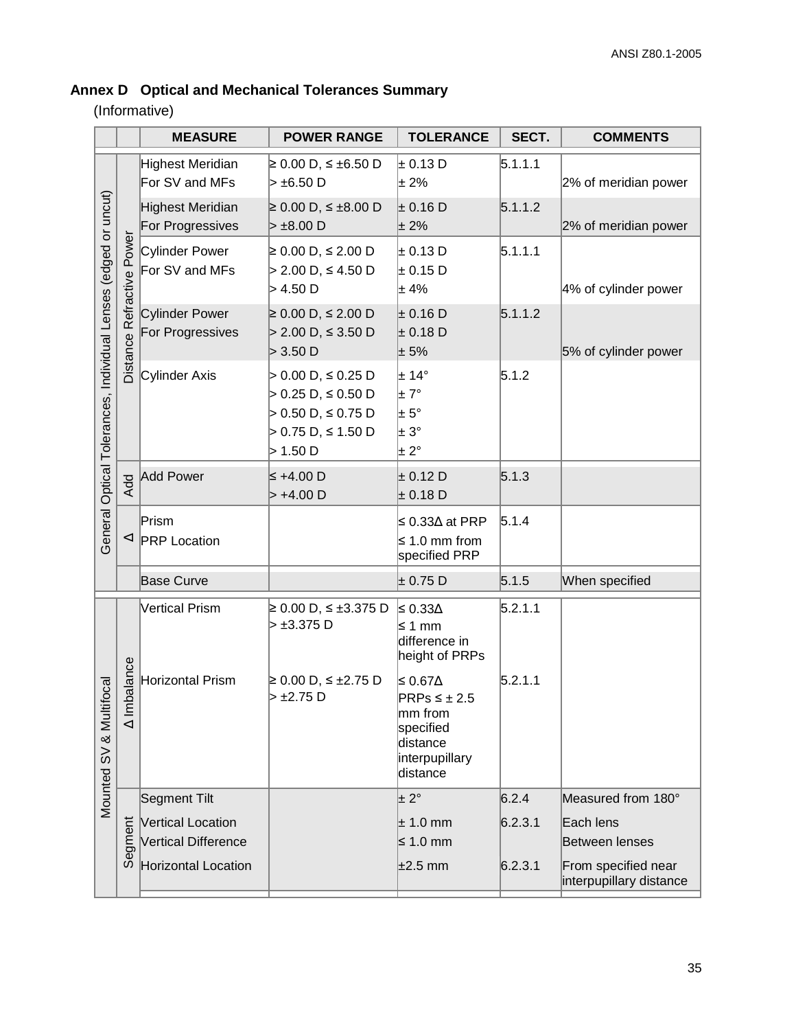## Annex D Optical and Mechanical Tolerances Summary

(Informative)

| | | MEASURE | POWER RANGE | TOLERANCE | SECT. | COMMENTS |
|---|---|---|---|---|---|---|
| General Optical Tolerances, Individual Lenses (edged or uncut) | Distance Refractive Power | Highest Meridian For SV and MFs | ≥ 0.00 D, ≤ ±6.50 D<br>> ±6.50 D | ± 0.13 D<br>± 2% | 5.1.1.1 | <br>2% of meridian power |
| | | Highest Meridian For Progressives | ≥ 0.00 D, ≤ ±8.00 D<br>> ±8.00 D | ± 0.16 D<br>± 2% | 5.1.1.2 | <br>2% of meridian power |
| | | Cylinder Power For SV and MFs | ≥ 0.00 D, ≤ 2.00 D<br>> 2.00 D, ≤ 4.50 D<br>> 4.50 D | ± 0.13 D<br>± 0.15 D<br>± 4% | 5.1.1.1 | <br><br>4% of cylinder power |
| | | Cylinder Power For Progressives | ≥ 0.00 D, ≤ 2.00 D<br>> 2.00 D, ≤ 3.50 D<br>> 3.50 D | ± 0.16 D<br>± 0.18 D<br>± 5% | 5.1.1.2 | <br><br>5% of cylinder power |
| | | Cylinder Axis | > 0.00 D, ≤ 0.25 D<br>> 0.25 D, ≤ 0.50 D<br>> 0.50 D, ≤ 0.75 D<br>> 0.75 D, ≤ 1.50 D<br>> 1.50 D | ± 14°<br>± 7°<br>± 5°<br>± 3°<br>± 2° | 5.1.2 | |
| | Add | Add Power | ≤ +4.00 D<br>> +4.00 D | ± 0.12 D<br>± 0.18 D | 5.1.3 | |
| | Δ | Prism<br>PRP Location | | ≤ 0.33Δ at PRP<br>≤ 1.0 mm from specified PRP | 5.1.4 | |
| | | Base Curve | | ± 0.75 D | 5.1.5 | When specified |
| Mounted SV & Multifocal | Δ Imbalance | Vertical Prism | ≥ 0.00 D, ≤ ±3.375 D<br>> ±3.375 D | ≤ 0.33Δ<br>≤ 1 mm difference in height of PRPs | 5.2.1.1 | |
| | | Horizontal Prism | ≥ 0.00 D, ≤ ±2.75 D<br>> ±2.75 D | ≤ 0.67Δ<br>PRPs ≤ ± 2.5 mm from specified distance interpupillary distance | 5.2.1.1 | |
| | Segment | Segment Tilt | | ± 2° | 6.2.4 | Measured from 180° |
| | | Vertical Location | | ± 1.0 mm | 6.2.3.1 | Each lens |
| | | Vertical Difference | | ≤ 1.0 mm | | Between lenses |
| | | Horizontal Location | | ±2.5 mm | 6.2.3.1 | From specified near interpupillary distance |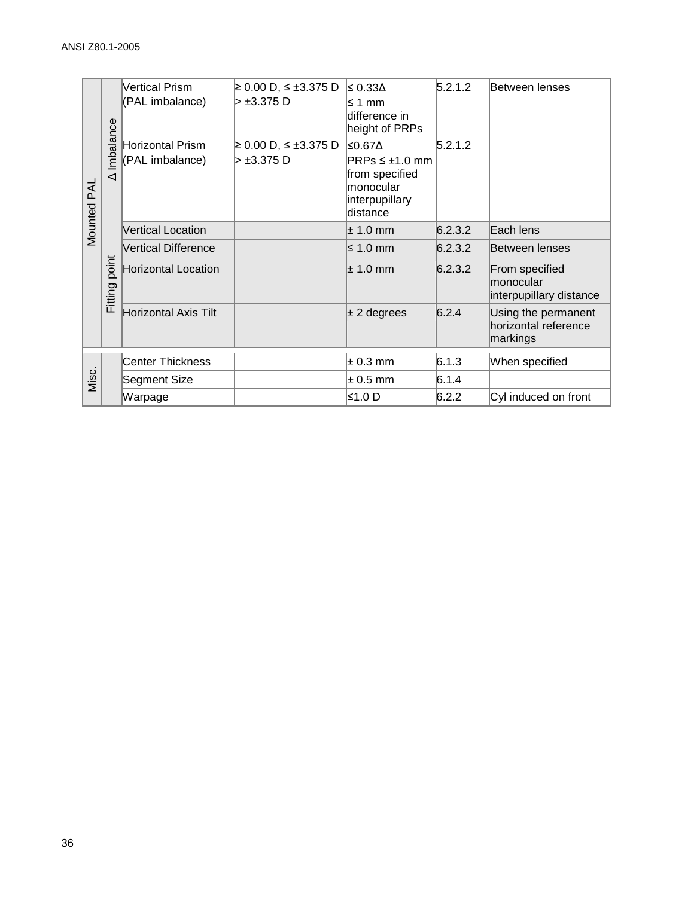| | | | | | | |
|---|---|---|---|---|---|---|
| Mounted PAL | Δ Imbalance | Vertical Prism (PAL imbalance) | ≥ 0.00 D, ≤ ±3.375 D<br>> ±3.375 D | ≤ 0.33Δ<br>≤ 1 mm difference in height of PRPs | 5.2.1.2 | Between lenses |
| | | Horizontal Prism (PAL imbalance) | ≥ 0.00 D, ≤ ±3.375 D<br>> ±3.375 D | ≤0.67Δ<br>PRPs ≤ ±1.0 mm from specified monocular interpupillary distance | 5.2.1.2 | |
| | Fitting point | Vertical Location | | ± 1.0 mm | 6.2.3.2 | Each lens |
| | | Vertical Difference | | ≤ 1.0 mm | 6.2.3.2 | Between lenses |
| | | Horizontal Location | | ± 1.0 mm | 6.2.3.2 | From specified monocular interpupillary distance |
| | | Horizontal Axis Tilt | | ± 2 degrees | 6.2.4 | Using the permanent horizontal reference markings |
| Misc. | | Center Thickness | | ± 0.3 mm | 6.1.3 | When specified |
| | | Segment Size | | ± 0.5 mm | 6.1.4 | |
| | | Warpage | | ≤1.0 D | 6.2.2 | Cyl induced on front |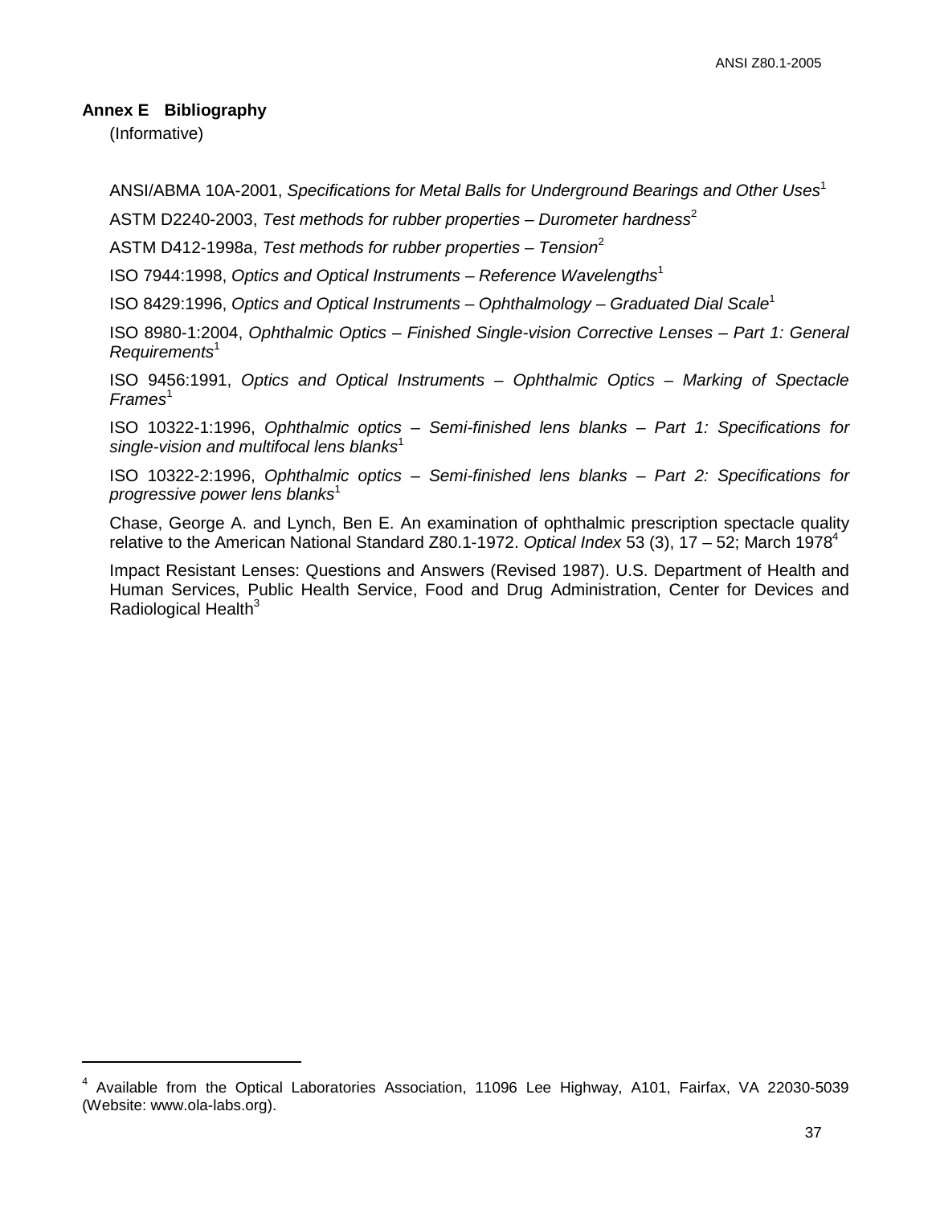## Annex E Bibliography

(Informative)

ANSI/ABMA 10A-2001, *Specifications for Metal Balls for Underground Bearings and Other Uses*[1]

ASTM D2240-2003, *Test methods for rubber properties – Durometer hardness*[2]

ASTM D412-1998a, *Test methods for rubber properties – Tension*[2]

ISO 7944:1998, *Optics and Optical Instruments – Reference Wavelengths*[1]

ISO 8429:1996, *Optics and Optical Instruments – Ophthalmology – Graduated Dial Scale*[1]

ISO 8980-1:2004, *Ophthalmic Optics – Finished Single-vision Corrective Lenses – Part 1: General Requirements*[1]

ISO 9456:1991, *Optics and Optical Instruments – Ophthalmic Optics – Marking of Spectacle Frames*[1]

ISO 10322-1:1996, *Ophthalmic optics – Semi-finished lens blanks – Part 1: Specifications for single-vision and multifocal lens blanks*[1]

ISO 10322-2:1996, *Ophthalmic optics – Semi-finished lens blanks – Part 2: Specifications for progressive power lens blanks*[1]

Chase, George A. and Lynch, Ben E. An examination of ophthalmic prescription spectacle quality relative to the American National Standard Z80.1-1972. *Optical Index* 53 (3), 17 – 52; March 1978[4]

Impact Resistant Lenses: Questions and Answers (Revised 1987). U.S. Department of Health and Human Services, Public Health Service, Food and Drug Administration, Center for Devices and Radiological Health[3]

---

[4] Available from the Optical Laboratories Association, 11096 Lee Highway, A101, Fairfax, VA 22030-5039 (Website: www.ola-labs.org).